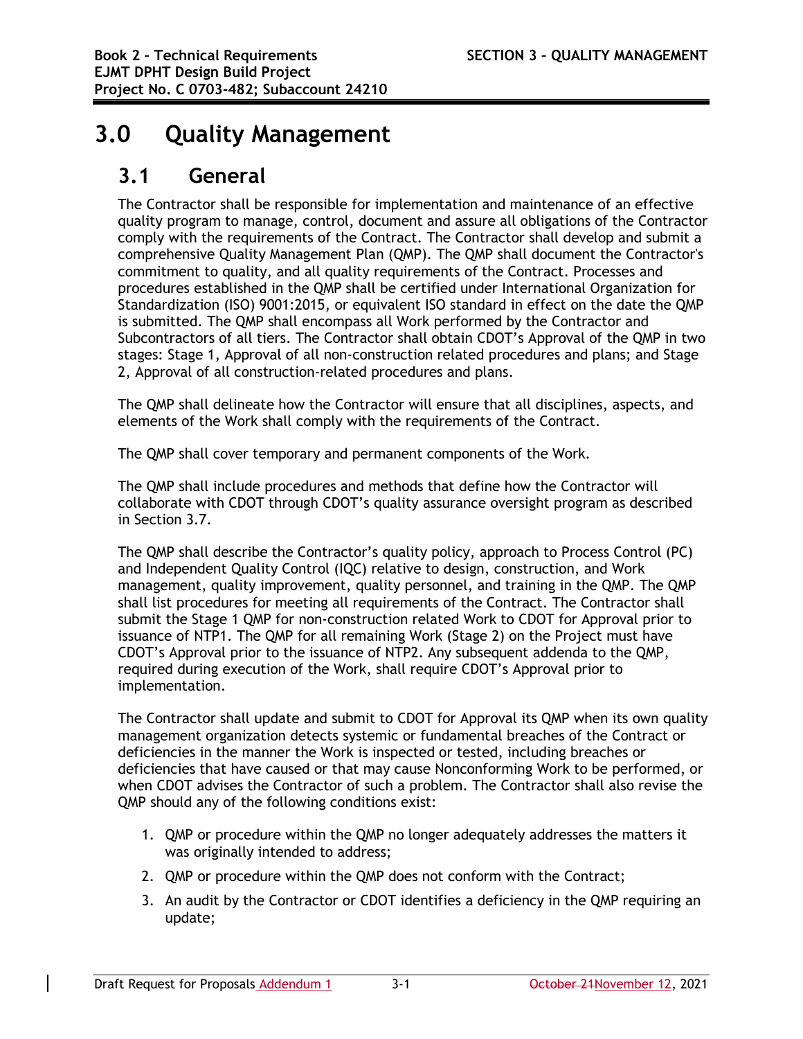# 3.0 Quality Management

## 3.1 General

The Contractor shall be responsible for implementation and maintenance of an effective quality program to manage, control, document and assure all obligations of the Contractor comply with the requirements of the Contract. The Contractor shall develop and submit a comprehensive Quality Management Plan (QMP). The QMP shall document the Contractor's commitment to quality, and all quality requirements of the Contract. Processes and procedures established in the QMP shall be certified under International Organization for Standardization (ISO) 9001:2015, or equivalent ISO standard in effect on the date the QMP is submitted. The QMP shall encompass all Work performed by the Contractor and Subcontractors of all tiers. The Contractor shall obtain CDOT's Approval of the QMP in two stages: Stage 1, Approval of all non-construction related procedures and plans; and Stage 2, Approval of all construction-related procedures and plans.

The QMP shall delineate how the Contractor will ensure that all disciplines, aspects, and elements of the Work shall comply with the requirements of the Contract.

The QMP shall cover temporary and permanent components of the Work.

The QMP shall include procedures and methods that define how the Contractor will collaborate with CDOT through CDOT's quality assurance oversight program as described in Section 3.7.

The QMP shall describe the Contractor's quality policy, approach to Process Control (PC) and Independent Quality Control (IQC) relative to design, construction, and Work management, quality improvement, quality personnel, and training in the QMP. The QMP shall list procedures for meeting all requirements of the Contract. The Contractor shall submit the Stage 1 QMP for non-construction related Work to CDOT for Approval prior to issuance of NTP1. The QMP for all remaining Work (Stage 2) on the Project must have CDOT's Approval prior to the issuance of NTP2. Any subsequent addenda to the QMP, required during execution of the Work, shall require CDOT's Approval prior to implementation.

The Contractor shall update and submit to CDOT for Approval its QMP when its own quality management organization detects systemic or fundamental breaches of the Contract or deficiencies in the manner the Work is inspected or tested, including breaches or deficiencies that have caused or that may cause Nonconforming Work to be performed, or when CDOT advises the Contractor of such a problem. The Contractor shall also revise the QMP should any of the following conditions exist:

1. QMP or procedure within the QMP no longer adequately addresses the matters it was originally intended to address;
2. QMP or procedure within the QMP does not conform with the Contract;
3. An audit by the Contractor or CDOT identifies a deficiency in the QMP requiring an update;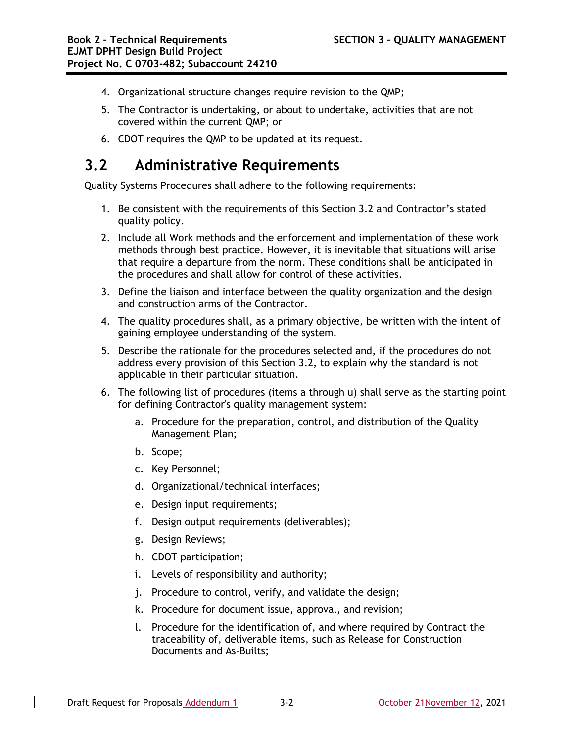4. Organizational structure changes require revision to the QMP;
5. The Contractor is undertaking, or about to undertake, activities that are not covered within the current QMP; or
6. CDOT requires the QMP to be updated at its request.

## 3.2 Administrative Requirements

Quality Systems Procedures shall adhere to the following requirements:

1. Be consistent with the requirements of this Section 3.2 and Contractor's stated quality policy.
2. Include all Work methods and the enforcement and implementation of these work methods through best practice. However, it is inevitable that situations will arise that require a departure from the norm. These conditions shall be anticipated in the procedures and shall allow for control of these activities.
3. Define the liaison and interface between the quality organization and the design and construction arms of the Contractor.
4. The quality procedures shall, as a primary objective, be written with the intent of gaining employee understanding of the system.
5. Describe the rationale for the procedures selected and, if the procedures do not address every provision of this Section 3.2, to explain why the standard is not applicable in their particular situation.
6. The following list of procedures (items a through u) shall serve as the starting point for defining Contractor's quality management system:
    a. Procedure for the preparation, control, and distribution of the Quality Management Plan;
    b. Scope;
    c. Key Personnel;
    d. Organizational/technical interfaces;
    e. Design input requirements;
    f. Design output requirements (deliverables);
    g. Design Reviews;
    h. CDOT participation;
    i. Levels of responsibility and authority;
    j. Procedure to control, verify, and validate the design;
    k. Procedure for document issue, approval, and revision;
    l. Procedure for the identification of, and where required by Contract the traceability of, deliverable items, such as Release for Construction Documents and As-Builts;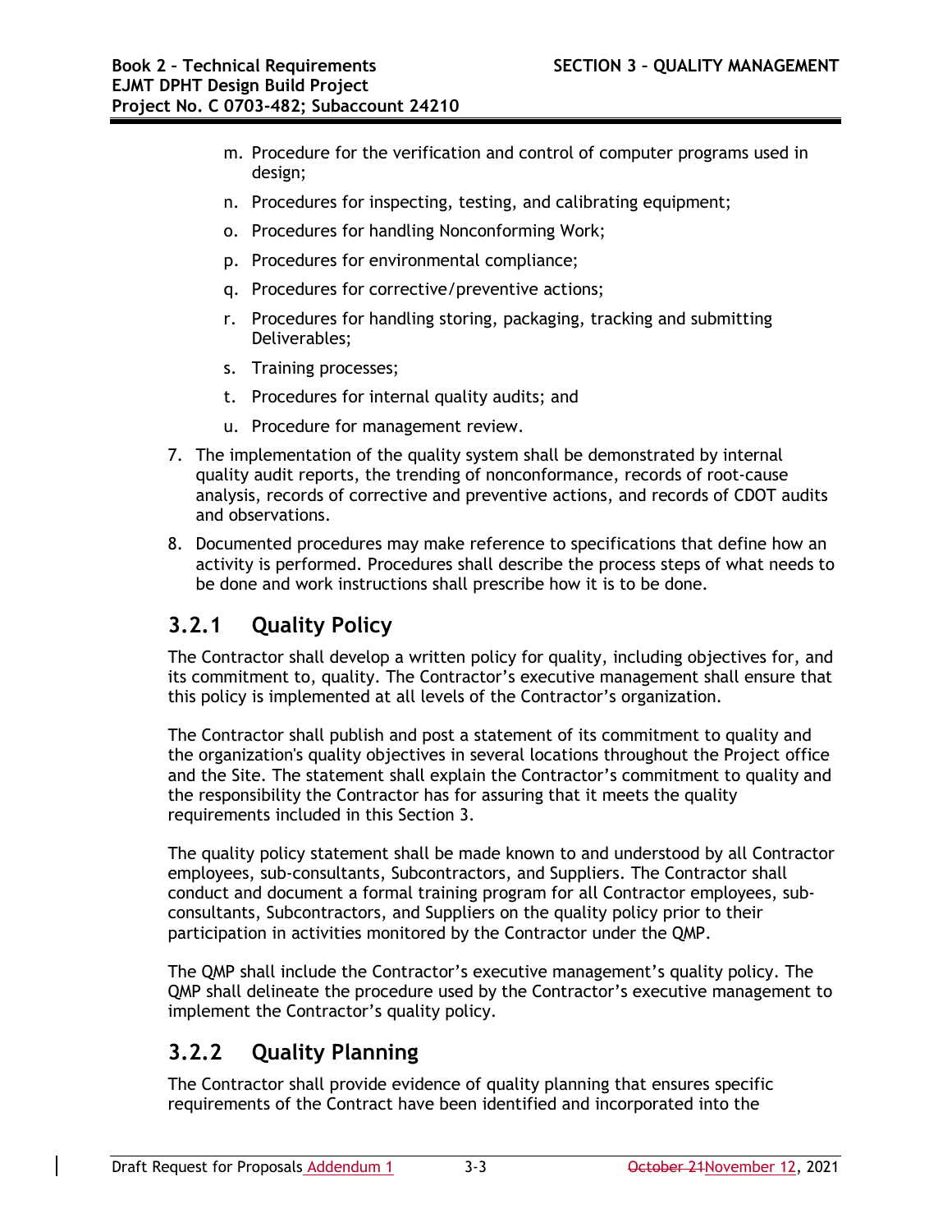m. Procedure for the verification and control of computer programs used in design;
n. Procedures for inspecting, testing, and calibrating equipment;
o. Procedures for handling Nonconforming Work;
p. Procedures for environmental compliance;
q. Procedures for corrective/preventive actions;
r. Procedures for handling storing, packaging, tracking and submitting Deliverables;
s. Training processes;
t. Procedures for internal quality audits; and
u. Procedure for management review.

7. The implementation of the quality system shall be demonstrated by internal quality audit reports, the trending of nonconformance, records of root-cause analysis, records of corrective and preventive actions, and records of CDOT audits and observations.
8. Documented procedures may make reference to specifications that define how an activity is performed. Procedures shall describe the process steps of what needs to be done and work instructions shall prescribe how it is to be done.

## 3.2.1 Quality Policy

The Contractor shall develop a written policy for quality, including objectives for, and its commitment to, quality. The Contractor's executive management shall ensure that this policy is implemented at all levels of the Contractor's organization.

The Contractor shall publish and post a statement of its commitment to quality and the organization's quality objectives in several locations throughout the Project office and the Site. The statement shall explain the Contractor's commitment to quality and the responsibility the Contractor has for assuring that it meets the quality requirements included in this Section 3.

The quality policy statement shall be made known to and understood by all Contractor employees, sub-consultants, Subcontractors, and Suppliers. The Contractor shall conduct and document a formal training program for all Contractor employees, sub-consultants, Subcontractors, and Suppliers on the quality policy prior to their participation in activities monitored by the Contractor under the QMP.

The QMP shall include the Contractor's executive management's quality policy. The QMP shall delineate the procedure used by the Contractor's executive management to implement the Contractor's quality policy.

## 3.2.2 Quality Planning

The Contractor shall provide evidence of quality planning that ensures specific requirements of the Contract have been identified and incorporated into the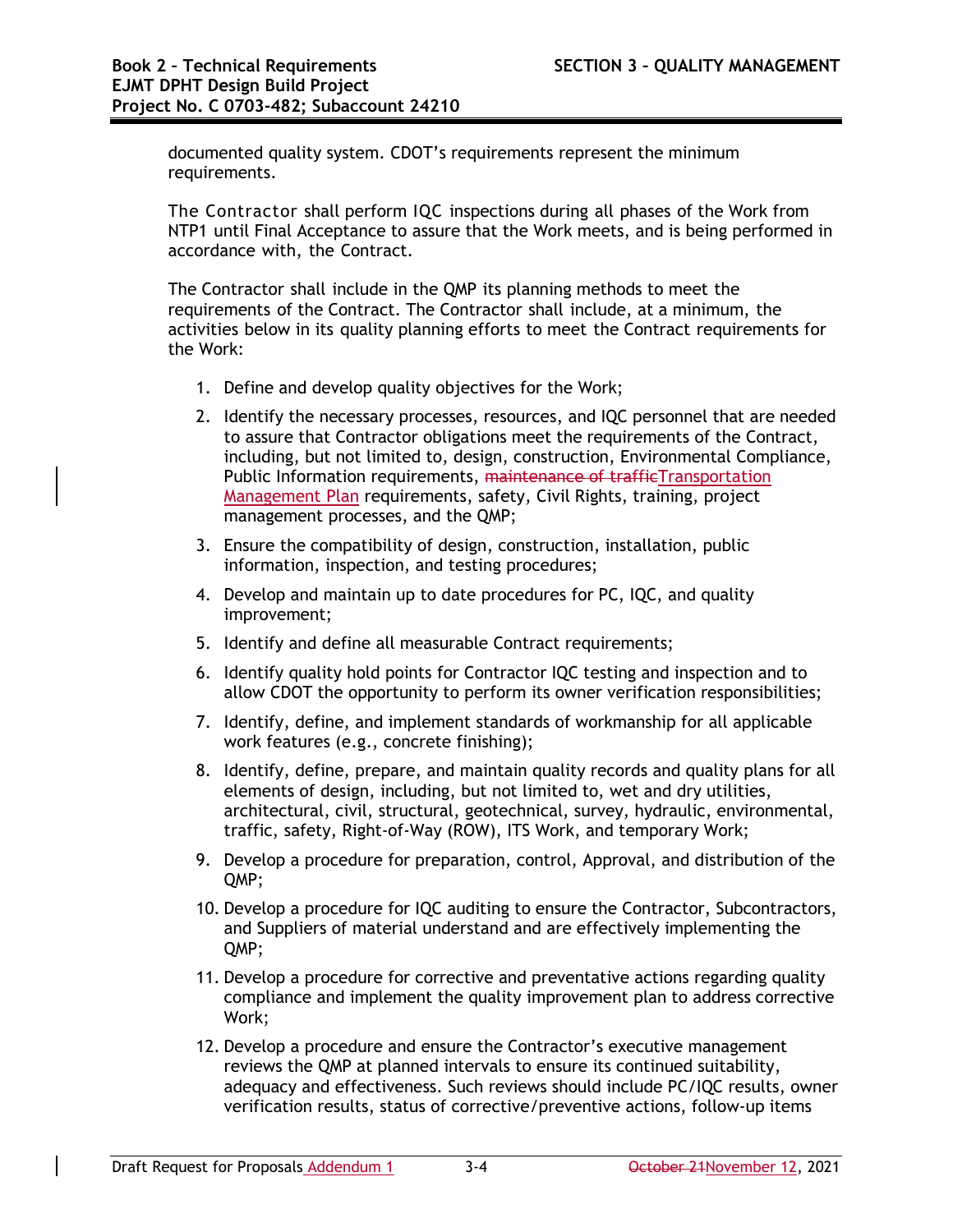documented quality system. CDOT's requirements represent the minimum requirements.

The Contractor shall perform IQC inspections during all phases of the Work from NTP1 until Final Acceptance to assure that the Work meets, and is being performed in accordance with, the Contract.

The Contractor shall include in the QMP its planning methods to meet the requirements of the Contract. The Contractor shall include, at a minimum, the activities below in its quality planning efforts to meet the Contract requirements for the Work:

1. Define and develop quality objectives for the Work;
2. Identify the necessary processes, resources, and IQC personnel that are needed to assure that Contractor obligations meet the requirements of the Contract, including, but not limited to, design, construction, Environmental Compliance, Public Information requirements, ~~maintenance of traffic~~Transportation Management Plan requirements, safety, Civil Rights, training, project management processes, and the QMP;
3. Ensure the compatibility of design, construction, installation, public information, inspection, and testing procedures;
4. Develop and maintain up to date procedures for PC, IQC, and quality improvement;
5. Identify and define all measurable Contract requirements;
6. Identify quality hold points for Contractor IQC testing and inspection and to allow CDOT the opportunity to perform its owner verification responsibilities;
7. Identify, define, and implement standards of workmanship for all applicable work features (e.g., concrete finishing);
8. Identify, define, prepare, and maintain quality records and quality plans for all elements of design, including, but not limited to, wet and dry utilities, architectural, civil, structural, geotechnical, survey, hydraulic, environmental, traffic, safety, Right-of-Way (ROW), ITS Work, and temporary Work;
9. Develop a procedure for preparation, control, Approval, and distribution of the QMP;
10. Develop a procedure for IQC auditing to ensure the Contractor, Subcontractors, and Suppliers of material understand and are effectively implementing the QMP;
11. Develop a procedure for corrective and preventative actions regarding quality compliance and implement the quality improvement plan to address corrective Work;
12. Develop a procedure and ensure the Contractor's executive management reviews the QMP at planned intervals to ensure its continued suitability, adequacy and effectiveness. Such reviews should include PC/IQC results, owner verification results, status of corrective/preventive actions, follow-up items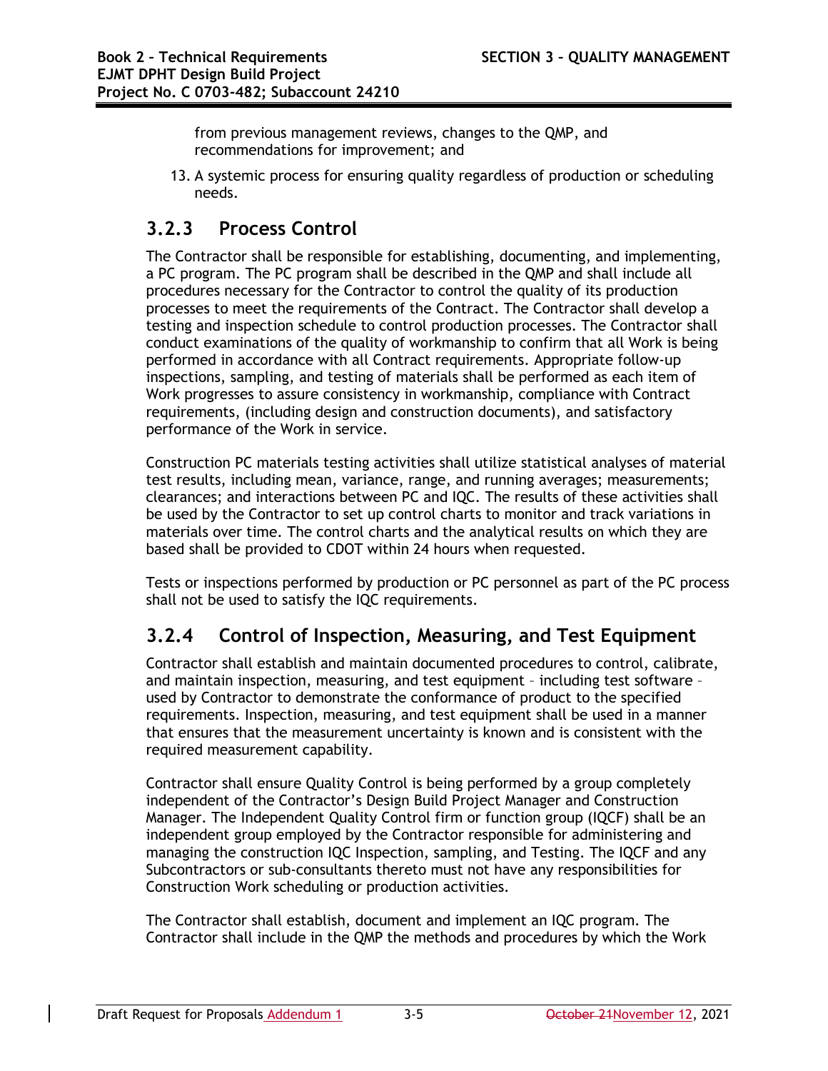from previous management reviews, changes to the QMP, and recommendations for improvement; and

13. A systemic process for ensuring quality regardless of production or scheduling needs.

## 3.2.3 Process Control

The Contractor shall be responsible for establishing, documenting, and implementing, a PC program. The PC program shall be described in the QMP and shall include all procedures necessary for the Contractor to control the quality of its production processes to meet the requirements of the Contract. The Contractor shall develop a testing and inspection schedule to control production processes. The Contractor shall conduct examinations of the quality of workmanship to confirm that all Work is being performed in accordance with all Contract requirements. Appropriate follow-up inspections, sampling, and testing of materials shall be performed as each item of Work progresses to assure consistency in workmanship, compliance with Contract requirements, (including design and construction documents), and satisfactory performance of the Work in service.

Construction PC materials testing activities shall utilize statistical analyses of material test results, including mean, variance, range, and running averages; measurements; clearances; and interactions between PC and IQC. The results of these activities shall be used by the Contractor to set up control charts to monitor and track variations in materials over time. The control charts and the analytical results on which they are based shall be provided to CDOT within 24 hours when requested.

Tests or inspections performed by production or PC personnel as part of the PC process shall not be used to satisfy the IQC requirements.

## 3.2.4 Control of Inspection, Measuring, and Test Equipment

Contractor shall establish and maintain documented procedures to control, calibrate, and maintain inspection, measuring, and test equipment – including test software – used by Contractor to demonstrate the conformance of product to the specified requirements. Inspection, measuring, and test equipment shall be used in a manner that ensures that the measurement uncertainty is known and is consistent with the required measurement capability.

Contractor shall ensure Quality Control is being performed by a group completely independent of the Contractor's Design Build Project Manager and Construction Manager. The Independent Quality Control firm or function group (IQCF) shall be an independent group employed by the Contractor responsible for administering and managing the construction IQC Inspection, sampling, and Testing. The IQCF and any Subcontractors or sub-consultants thereto must not have any responsibilities for Construction Work scheduling or production activities.

The Contractor shall establish, document and implement an IQC program. The Contractor shall include in the QMP the methods and procedures by which the Work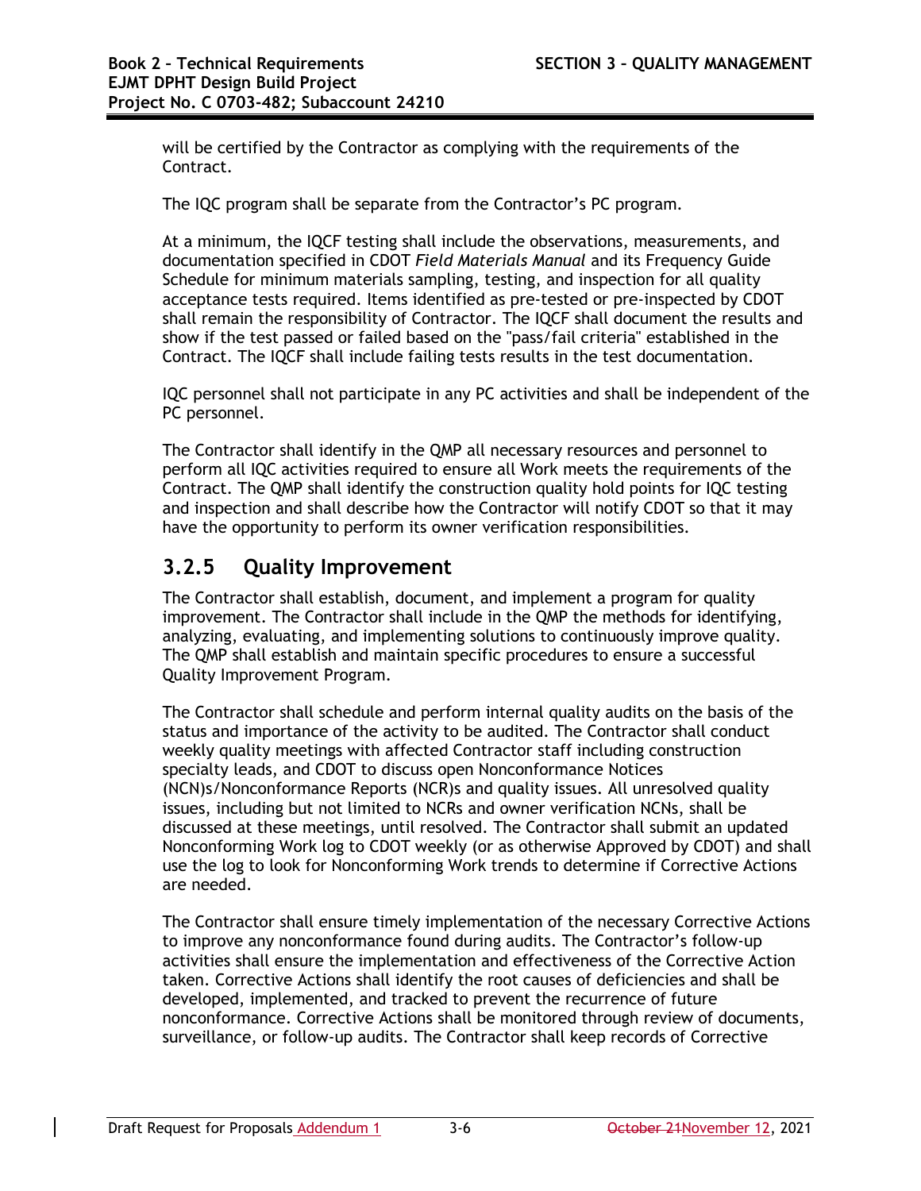will be certified by the Contractor as complying with the requirements of the Contract.

The IQC program shall be separate from the Contractor's PC program.

At a minimum, the IQCF testing shall include the observations, measurements, and documentation specified in CDOT *Field Materials Manual* and its Frequency Guide Schedule for minimum materials sampling, testing, and inspection for all quality acceptance tests required. Items identified as pre-tested or pre-inspected by CDOT shall remain the responsibility of Contractor. The IQCF shall document the results and show if the test passed or failed based on the "pass/fail criteria" established in the Contract. The IQCF shall include failing tests results in the test documentation.

IQC personnel shall not participate in any PC activities and shall be independent of the PC personnel.

The Contractor shall identify in the QMP all necessary resources and personnel to perform all IQC activities required to ensure all Work meets the requirements of the Contract. The QMP shall identify the construction quality hold points for IQC testing and inspection and shall describe how the Contractor will notify CDOT so that it may have the opportunity to perform its owner verification responsibilities.

## 3.2.5 Quality Improvement

The Contractor shall establish, document, and implement a program for quality improvement. The Contractor shall include in the QMP the methods for identifying, analyzing, evaluating, and implementing solutions to continuously improve quality. The QMP shall establish and maintain specific procedures to ensure a successful Quality Improvement Program.

The Contractor shall schedule and perform internal quality audits on the basis of the status and importance of the activity to be audited. The Contractor shall conduct weekly quality meetings with affected Contractor staff including construction specialty leads, and CDOT to discuss open Nonconformance Notices (NCN)s/Nonconformance Reports (NCR)s and quality issues. All unresolved quality issues, including but not limited to NCRs and owner verification NCNs, shall be discussed at these meetings, until resolved. The Contractor shall submit an updated Nonconforming Work log to CDOT weekly (or as otherwise Approved by CDOT) and shall use the log to look for Nonconforming Work trends to determine if Corrective Actions are needed.

The Contractor shall ensure timely implementation of the necessary Corrective Actions to improve any nonconformance found during audits. The Contractor's follow-up activities shall ensure the implementation and effectiveness of the Corrective Action taken. Corrective Actions shall identify the root causes of deficiencies and shall be developed, implemented, and tracked to prevent the recurrence of future nonconformance. Corrective Actions shall be monitored through review of documents, surveillance, or follow-up audits. The Contractor shall keep records of Corrective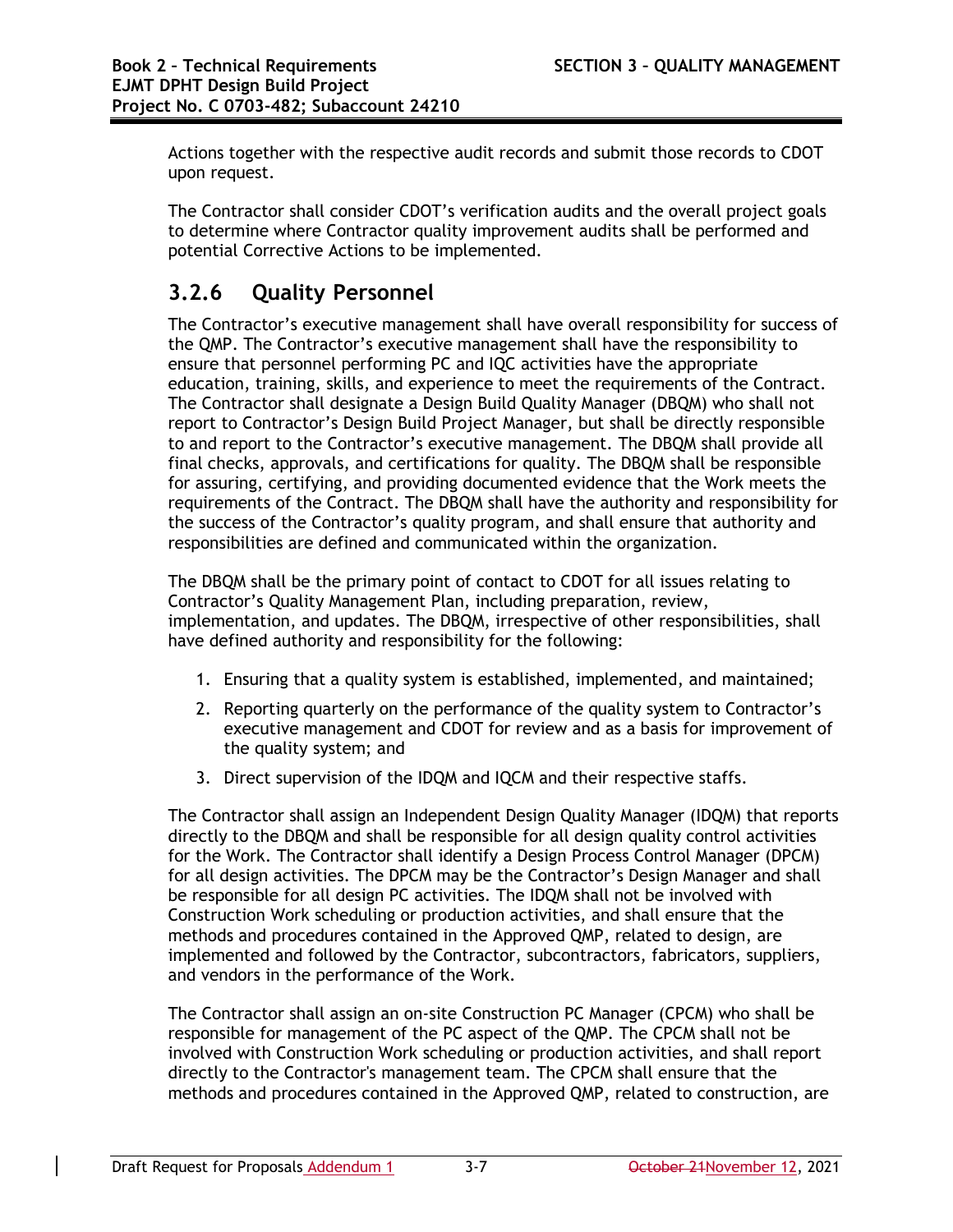Actions together with the respective audit records and submit those records to CDOT upon request.

The Contractor shall consider CDOT's verification audits and the overall project goals to determine where Contractor quality improvement audits shall be performed and potential Corrective Actions to be implemented.

### 3.2.6 Quality Personnel

The Contractor's executive management shall have overall responsibility for success of the QMP. The Contractor's executive management shall have the responsibility to ensure that personnel performing PC and IQC activities have the appropriate education, training, skills, and experience to meet the requirements of the Contract. The Contractor shall designate a Design Build Quality Manager (DBQM) who shall not report to Contractor's Design Build Project Manager, but shall be directly responsible to and report to the Contractor's executive management. The DBQM shall provide all final checks, approvals, and certifications for quality. The DBQM shall be responsible for assuring, certifying, and providing documented evidence that the Work meets the requirements of the Contract. The DBQM shall have the authority and responsibility for the success of the Contractor's quality program, and shall ensure that authority and responsibilities are defined and communicated within the organization.

The DBQM shall be the primary point of contact to CDOT for all issues relating to Contractor's Quality Management Plan, including preparation, review, implementation, and updates. The DBQM, irrespective of other responsibilities, shall have defined authority and responsibility for the following:

1. Ensuring that a quality system is established, implemented, and maintained;
2. Reporting quarterly on the performance of the quality system to Contractor's executive management and CDOT for review and as a basis for improvement of the quality system; and
3. Direct supervision of the IDQM and IQCM and their respective staffs.

The Contractor shall assign an Independent Design Quality Manager (IDQM) that reports directly to the DBQM and shall be responsible for all design quality control activities for the Work. The Contractor shall identify a Design Process Control Manager (DPCM) for all design activities. The DPCM may be the Contractor's Design Manager and shall be responsible for all design PC activities. The IDQM shall not be involved with Construction Work scheduling or production activities, and shall ensure that the methods and procedures contained in the Approved QMP, related to design, are implemented and followed by the Contractor, subcontractors, fabricators, suppliers, and vendors in the performance of the Work.

The Contractor shall assign an on-site Construction PC Manager (CPCM) who shall be responsible for management of the PC aspect of the QMP. The CPCM shall not be involved with Construction Work scheduling or production activities, and shall report directly to the Contractor's management team. The CPCM shall ensure that the methods and procedures contained in the Approved QMP, related to construction, are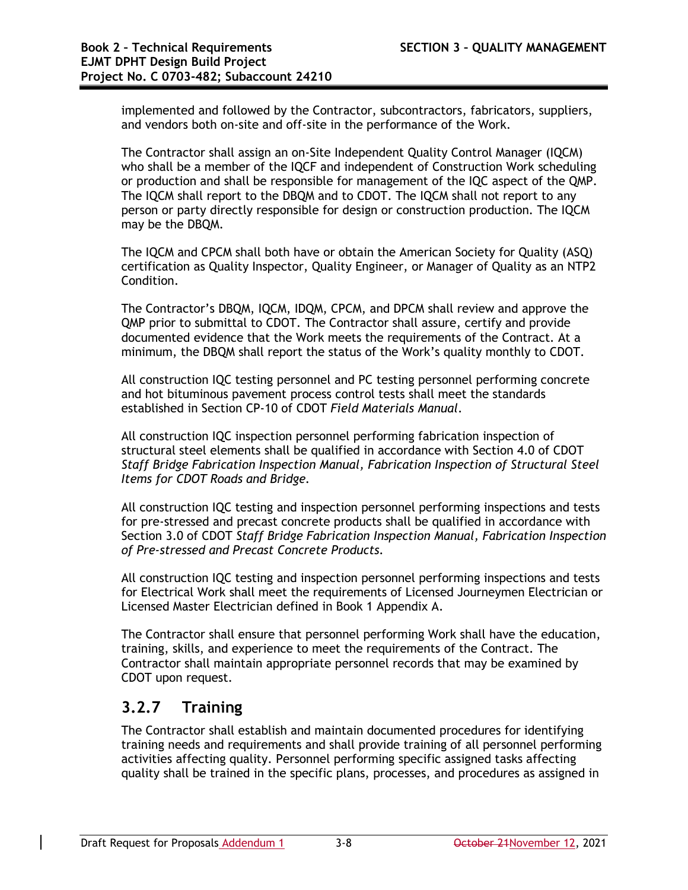implemented and followed by the Contractor, subcontractors, fabricators, suppliers, and vendors both on-site and off-site in the performance of the Work.

The Contractor shall assign an on-Site Independent Quality Control Manager (IQCM) who shall be a member of the IQCF and independent of Construction Work scheduling or production and shall be responsible for management of the IQC aspect of the QMP. The IQCM shall report to the DBQM and to CDOT. The IQCM shall not report to any person or party directly responsible for design or construction production. The IQCM may be the DBQM.

The IQCM and CPCM shall both have or obtain the American Society for Quality (ASQ) certification as Quality Inspector, Quality Engineer, or Manager of Quality as an NTP2 Condition.

The Contractor's DBQM, IQCM, IDQM, CPCM, and DPCM shall review and approve the QMP prior to submittal to CDOT. The Contractor shall assure, certify and provide documented evidence that the Work meets the requirements of the Contract. At a minimum, the DBQM shall report the status of the Work's quality monthly to CDOT.

All construction IQC testing personnel and PC testing personnel performing concrete and hot bituminous pavement process control tests shall meet the standards established in Section CP-10 of CDOT *Field Materials Manual*.

All construction IQC inspection personnel performing fabrication inspection of structural steel elements shall be qualified in accordance with Section 4.0 of CDOT *Staff Bridge Fabrication Inspection Manual, Fabrication Inspection of Structural Steel Items for CDOT Roads and Bridge*.

All construction IQC testing and inspection personnel performing inspections and tests for pre-stressed and precast concrete products shall be qualified in accordance with Section 3.0 of CDOT *Staff Bridge Fabrication Inspection Manual, Fabrication Inspection of Pre-stressed and Precast Concrete Products*.

All construction IQC testing and inspection personnel performing inspections and tests for Electrical Work shall meet the requirements of Licensed Journeymen Electrician or Licensed Master Electrician defined in Book 1 Appendix A.

The Contractor shall ensure that personnel performing Work shall have the education, training, skills, and experience to meet the requirements of the Contract. The Contractor shall maintain appropriate personnel records that may be examined by CDOT upon request.

### 3.2.7 Training

The Contractor shall establish and maintain documented procedures for identifying training needs and requirements and shall provide training of all personnel performing activities affecting quality. Personnel performing specific assigned tasks affecting quality shall be trained in the specific plans, processes, and procedures as assigned in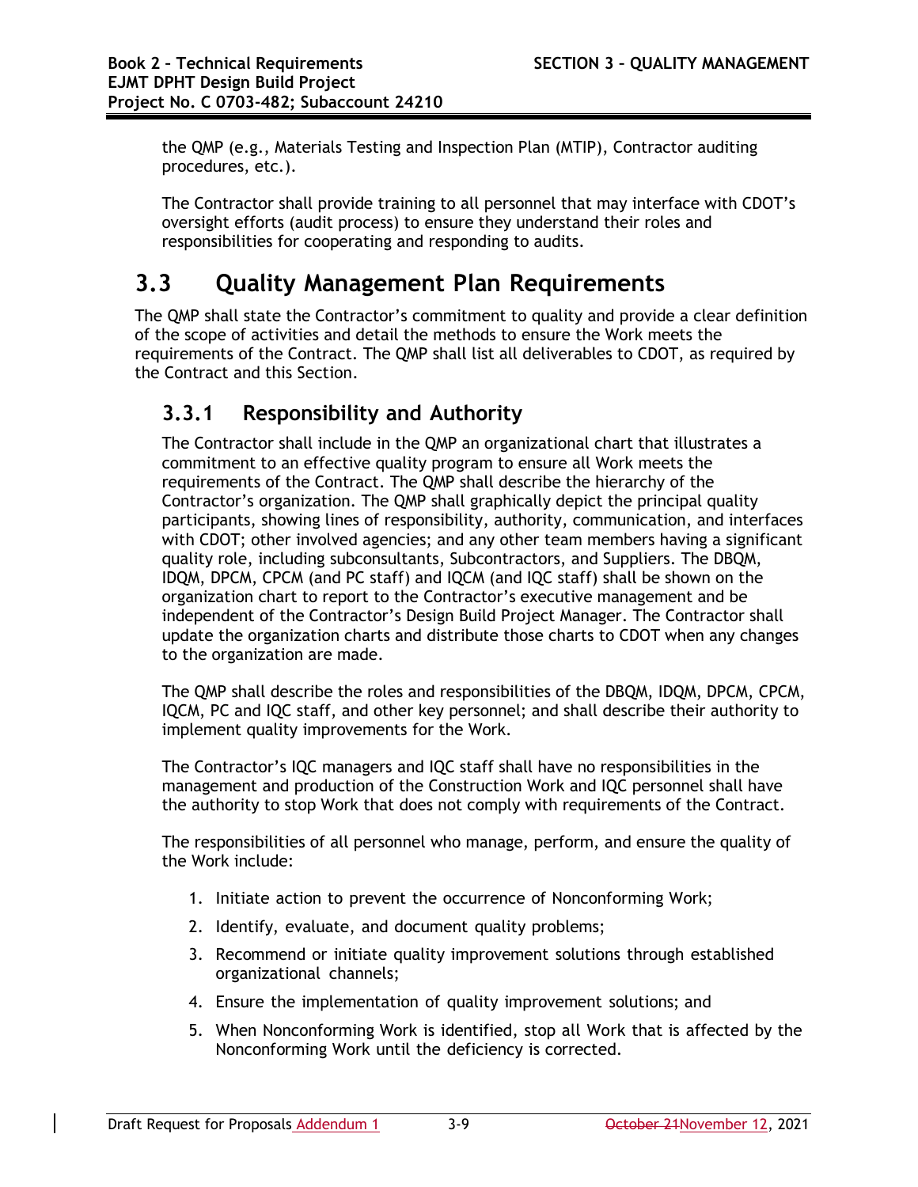the QMP (e.g., Materials Testing and Inspection Plan (MTIP), Contractor auditing procedures, etc.).

The Contractor shall provide training to all personnel that may interface with CDOT's oversight efforts (audit process) to ensure they understand their roles and responsibilities for cooperating and responding to audits.

# 3.3 Quality Management Plan Requirements

The QMP shall state the Contractor's commitment to quality and provide a clear definition of the scope of activities and detail the methods to ensure the Work meets the requirements of the Contract. The QMP shall list all deliverables to CDOT, as required by the Contract and this Section.

## 3.3.1 Responsibility and Authority

The Contractor shall include in the QMP an organizational chart that illustrates a commitment to an effective quality program to ensure all Work meets the requirements of the Contract. The QMP shall describe the hierarchy of the Contractor's organization. The QMP shall graphically depict the principal quality participants, showing lines of responsibility, authority, communication, and interfaces with CDOT; other involved agencies; and any other team members having a significant quality role, including subconsultants, Subcontractors, and Suppliers. The DBQM, IDQM, DPCM, CPCM (and PC staff) and IQCM (and IQC staff) shall be shown on the organization chart to report to the Contractor's executive management and be independent of the Contractor's Design Build Project Manager. The Contractor shall update the organization charts and distribute those charts to CDOT when any changes to the organization are made.

The QMP shall describe the roles and responsibilities of the DBQM, IDQM, DPCM, CPCM, IQCM, PC and IQC staff, and other key personnel; and shall describe their authority to implement quality improvements for the Work.

The Contractor's IQC managers and IQC staff shall have no responsibilities in the management and production of the Construction Work and IQC personnel shall have the authority to stop Work that does not comply with requirements of the Contract.

The responsibilities of all personnel who manage, perform, and ensure the quality of the Work include:

1. Initiate action to prevent the occurrence of Nonconforming Work;
2. Identify, evaluate, and document quality problems;
3. Recommend or initiate quality improvement solutions through established organizational channels;
4. Ensure the implementation of quality improvement solutions; and
5. When Nonconforming Work is identified, stop all Work that is affected by the Nonconforming Work until the deficiency is corrected.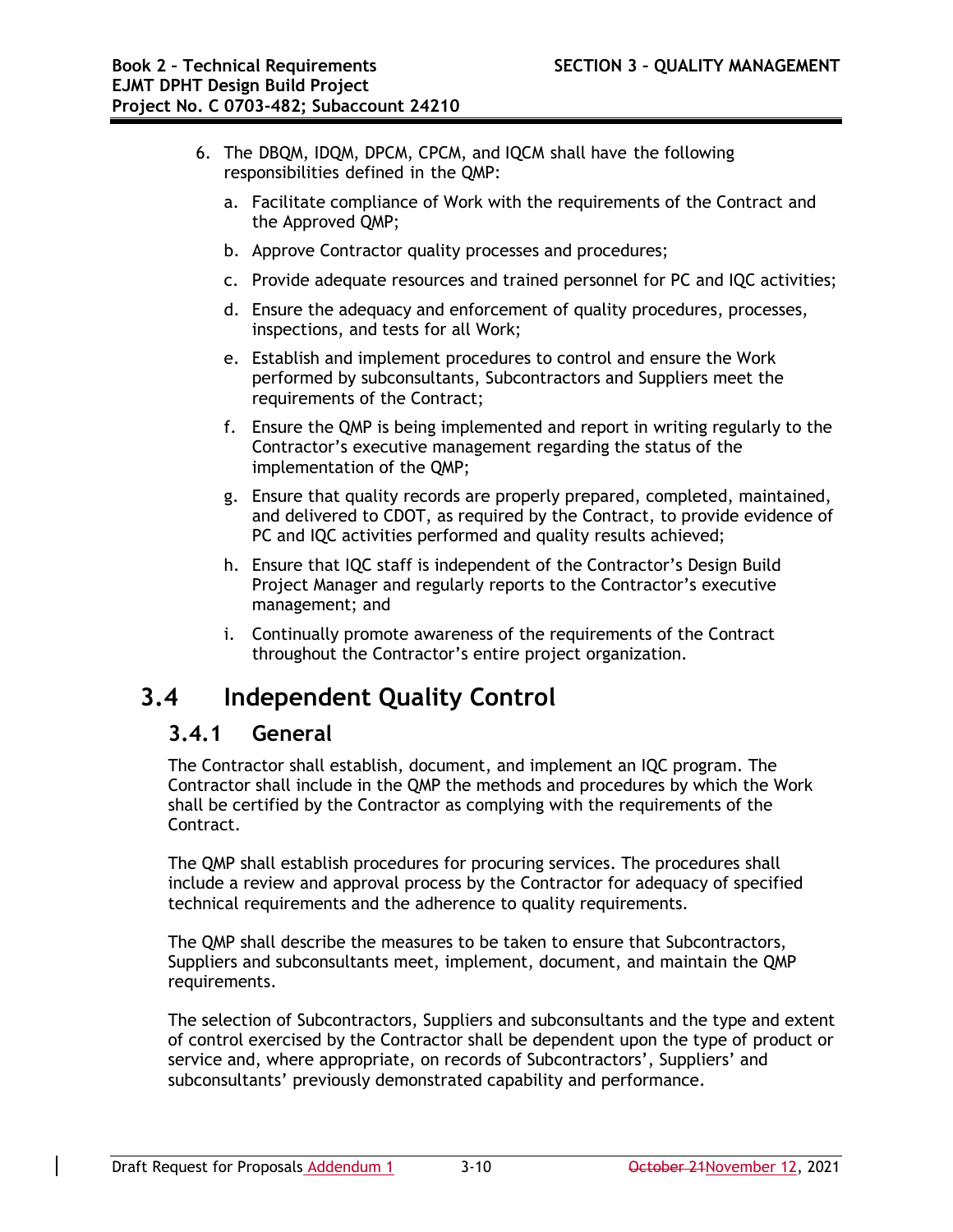6. The DBQM, IDQM, DPCM, CPCM, and IQCM shall have the following responsibilities defined in the QMP:

   a. Facilitate compliance of Work with the requirements of the Contract and the Approved QMP;

   b. Approve Contractor quality processes and procedures;

   c. Provide adequate resources and trained personnel for PC and IQC activities;

   d. Ensure the adequacy and enforcement of quality procedures, processes, inspections, and tests for all Work;

   e. Establish and implement procedures to control and ensure the Work performed by subconsultants, Subcontractors and Suppliers meet the requirements of the Contract;

   f. Ensure the QMP is being implemented and report in writing regularly to the Contractor's executive management regarding the status of the implementation of the QMP;

   g. Ensure that quality records are properly prepared, completed, maintained, and delivered to CDOT, as required by the Contract, to provide evidence of PC and IQC activities performed and quality results achieved;

   h. Ensure that IQC staff is independent of the Contractor's Design Build Project Manager and regularly reports to the Contractor's executive management; and

   i. Continually promote awareness of the requirements of the Contract throughout the Contractor's entire project organization.

## 3.4 Independent Quality Control

### 3.4.1 General

The Contractor shall establish, document, and implement an IQC program. The Contractor shall include in the QMP the methods and procedures by which the Work shall be certified by the Contractor as complying with the requirements of the Contract.

The QMP shall establish procedures for procuring services. The procedures shall include a review and approval process by the Contractor for adequacy of specified technical requirements and the adherence to quality requirements.

The QMP shall describe the measures to be taken to ensure that Subcontractors, Suppliers and subconsultants meet, implement, document, and maintain the QMP requirements.

The selection of Subcontractors, Suppliers and subconsultants and the type and extent of control exercised by the Contractor shall be dependent upon the type of product or service and, where appropriate, on records of Subcontractors', Suppliers' and subconsultants' previously demonstrated capability and performance.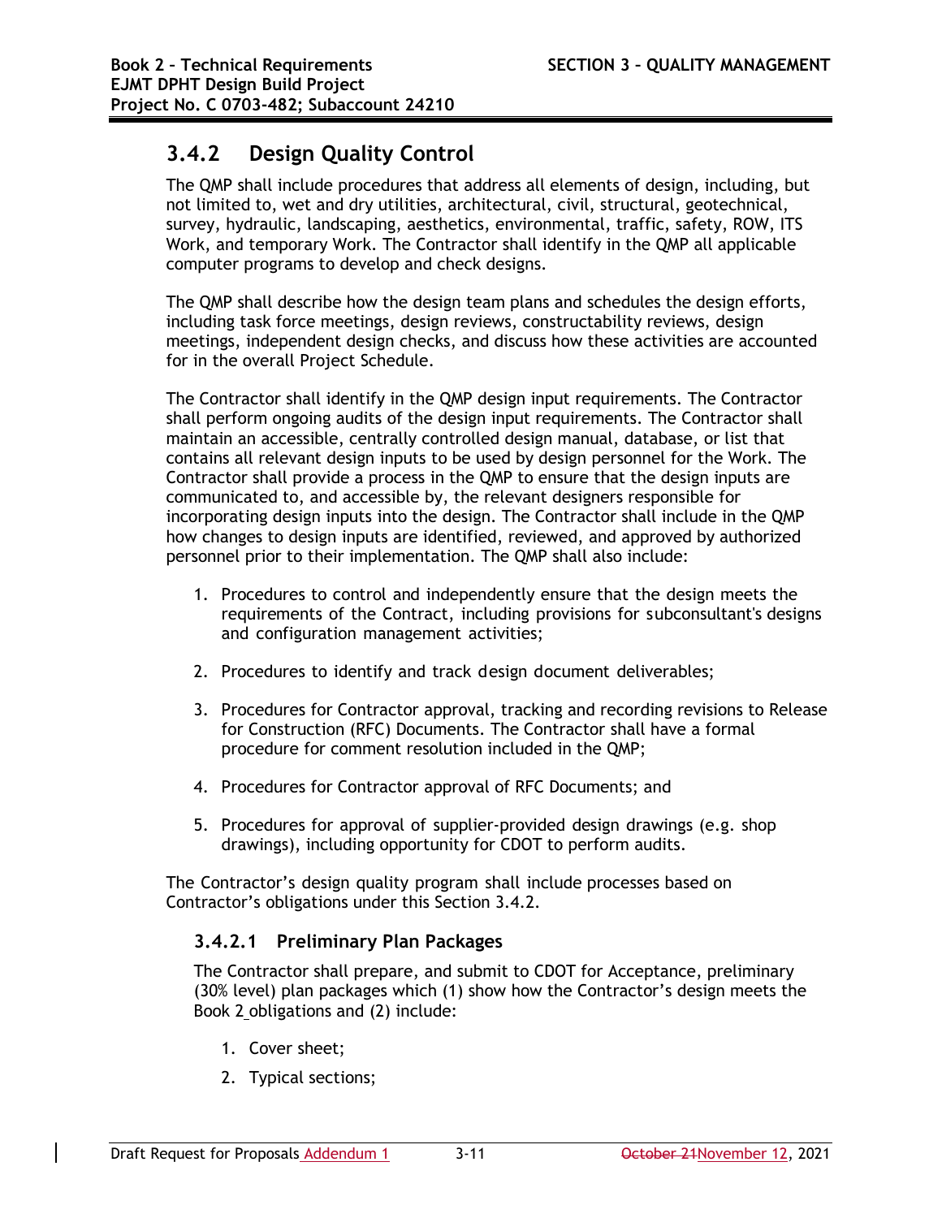## 3.4.2 Design Quality Control

The QMP shall include procedures that address all elements of design, including, but not limited to, wet and dry utilities, architectural, civil, structural, geotechnical, survey, hydraulic, landscaping, aesthetics, environmental, traffic, safety, ROW, ITS Work, and temporary Work. The Contractor shall identify in the QMP all applicable computer programs to develop and check designs.

The QMP shall describe how the design team plans and schedules the design efforts, including task force meetings, design reviews, constructability reviews, design meetings, independent design checks, and discuss how these activities are accounted for in the overall Project Schedule.

The Contractor shall identify in the QMP design input requirements. The Contractor shall perform ongoing audits of the design input requirements. The Contractor shall maintain an accessible, centrally controlled design manual, database, or list that contains all relevant design inputs to be used by design personnel for the Work. The Contractor shall provide a process in the QMP to ensure that the design inputs are communicated to, and accessible by, the relevant designers responsible for incorporating design inputs into the design. The Contractor shall include in the QMP how changes to design inputs are identified, reviewed, and approved by authorized personnel prior to their implementation. The QMP shall also include:

1. Procedures to control and independently ensure that the design meets the requirements of the Contract, including provisions for subconsultant's designs and configuration management activities;
2. Procedures to identify and track design document deliverables;
3. Procedures for Contractor approval, tracking and recording revisions to Release for Construction (RFC) Documents. The Contractor shall have a formal procedure for comment resolution included in the QMP;
4. Procedures for Contractor approval of RFC Documents; and
5. Procedures for approval of supplier-provided design drawings (e.g. shop drawings), including opportunity for CDOT to perform audits.

The Contractor's design quality program shall include processes based on Contractor's obligations under this Section 3.4.2.

### 3.4.2.1 Preliminary Plan Packages

The Contractor shall prepare, and submit to CDOT for Acceptance, preliminary (30% level) plan packages which (1) show how the Contractor's design meets the Book 2 obligations and (2) include:

1. Cover sheet;
2. Typical sections;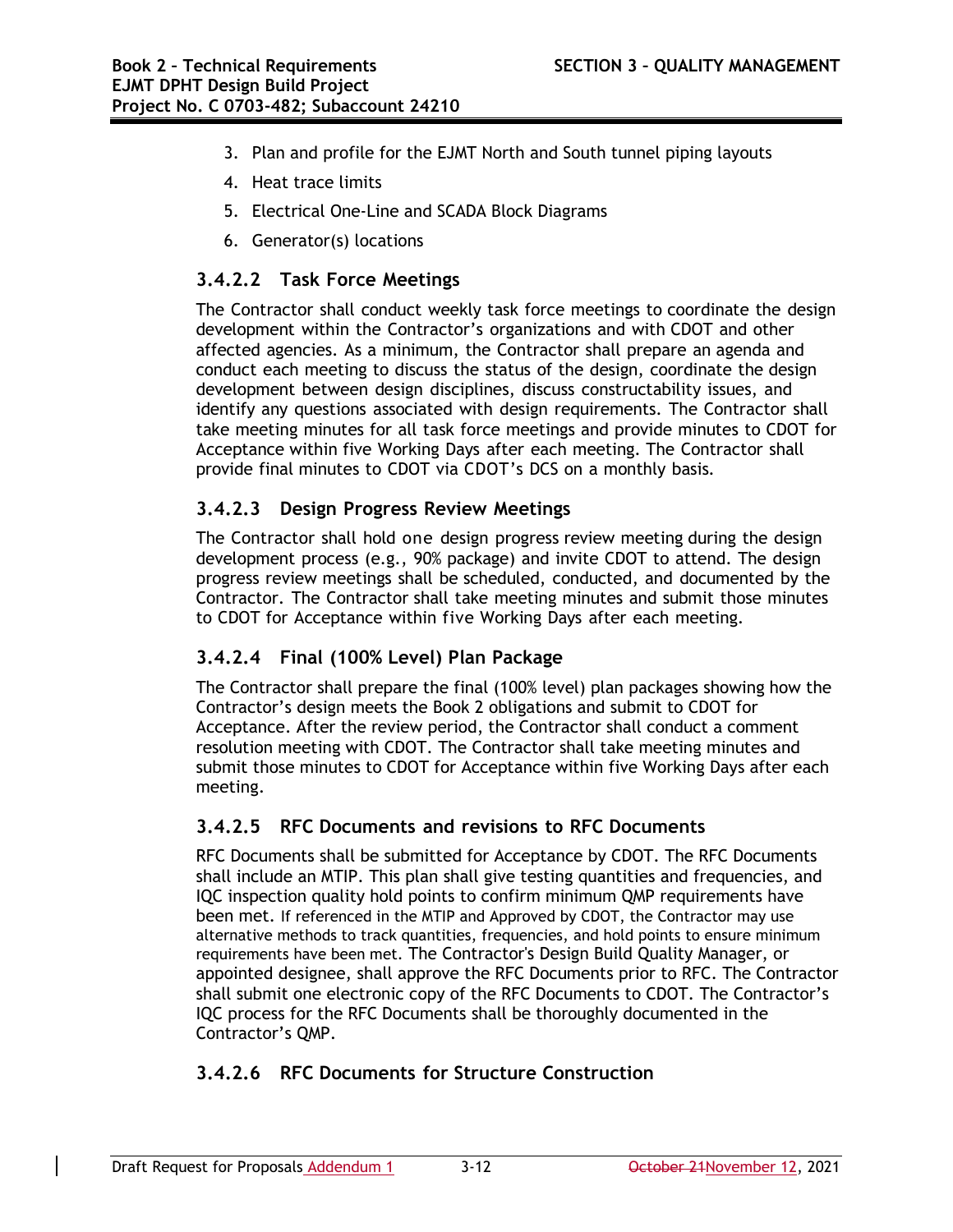3. Plan and profile for the EJMT North and South tunnel piping layouts
4. Heat trace limits
5. Electrical One-Line and SCADA Block Diagrams
6. Generator(s) locations

### 3.4.2.2 Task Force Meetings

The Contractor shall conduct weekly task force meetings to coordinate the design development within the Contractor's organizations and with CDOT and other affected agencies. As a minimum, the Contractor shall prepare an agenda and conduct each meeting to discuss the status of the design, coordinate the design development between design disciplines, discuss constructability issues, and identify any questions associated with design requirements. The Contractor shall take meeting minutes for all task force meetings and provide minutes to CDOT for Acceptance within five Working Days after each meeting. The Contractor shall provide final minutes to CDOT via CDOT's DCS on a monthly basis.

### 3.4.2.3 Design Progress Review Meetings

The Contractor shall hold one design progress review meeting during the design development process (e.g., 90% package) and invite CDOT to attend. The design progress review meetings shall be scheduled, conducted, and documented by the Contractor. The Contractor shall take meeting minutes and submit those minutes to CDOT for Acceptance within five Working Days after each meeting.

### 3.4.2.4 Final (100% Level) Plan Package

The Contractor shall prepare the final (100% level) plan packages showing how the Contractor's design meets the Book 2 obligations and submit to CDOT for Acceptance. After the review period, the Contractor shall conduct a comment resolution meeting with CDOT. The Contractor shall take meeting minutes and submit those minutes to CDOT for Acceptance within five Working Days after each meeting.

### 3.4.2.5 RFC Documents and revisions to RFC Documents

RFC Documents shall be submitted for Acceptance by CDOT. The RFC Documents shall include an MTIP. This plan shall give testing quantities and frequencies, and IQC inspection quality hold points to confirm minimum QMP requirements have been met. If referenced in the MTIP and Approved by CDOT, the Contractor may use alternative methods to track quantities, frequencies, and hold points to ensure minimum requirements have been met. The Contractor's Design Build Quality Manager, or appointed designee, shall approve the RFC Documents prior to RFC. The Contractor shall submit one electronic copy of the RFC Documents to CDOT. The Contractor's IQC process for the RFC Documents shall be thoroughly documented in the Contractor's QMP.

### 3.4.2.6 RFC Documents for Structure Construction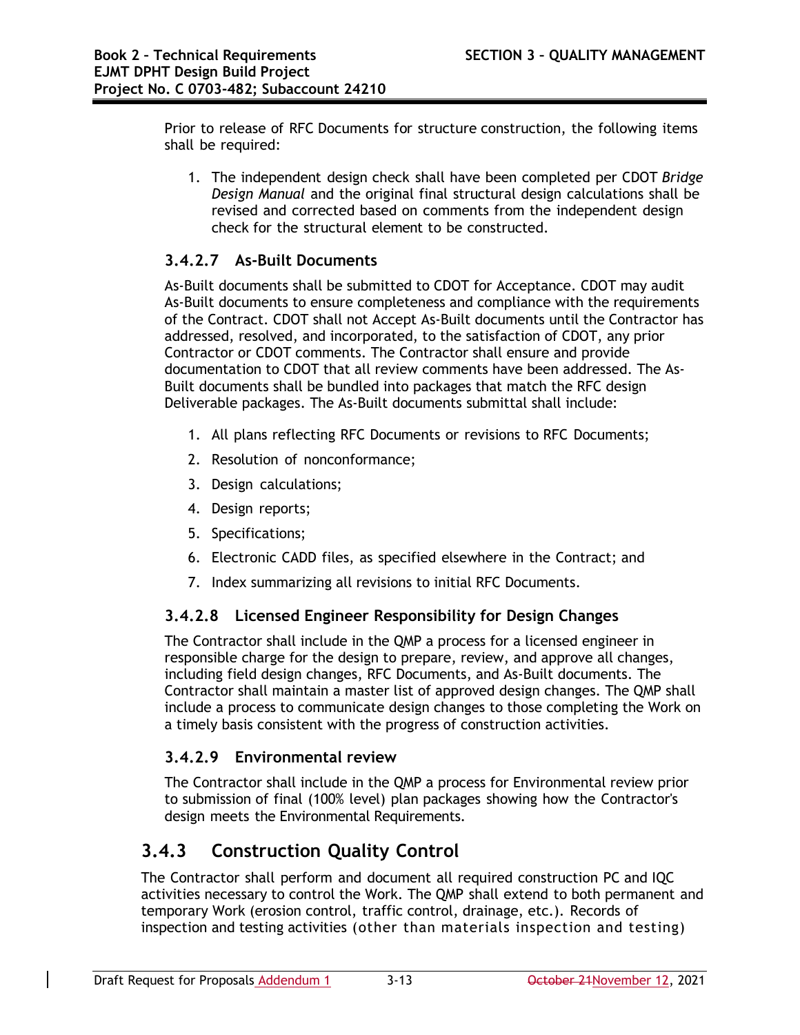Prior to release of RFC Documents for structure construction, the following items shall be required:

1. The independent design check shall have been completed per CDOT *Bridge Design Manual* and the original final structural design calculations shall be revised and corrected based on comments from the independent design check for the structural element to be constructed.

#### 3.4.2.7 As-Built Documents

As-Built documents shall be submitted to CDOT for Acceptance. CDOT may audit As-Built documents to ensure completeness and compliance with the requirements of the Contract. CDOT shall not Accept As-Built documents until the Contractor has addressed, resolved, and incorporated, to the satisfaction of CDOT, any prior Contractor or CDOT comments. The Contractor shall ensure and provide documentation to CDOT that all review comments have been addressed. The As-Built documents shall be bundled into packages that match the RFC design Deliverable packages. The As-Built documents submittal shall include:

1. All plans reflecting RFC Documents or revisions to RFC Documents;
2. Resolution of nonconformance;
3. Design calculations;
4. Design reports;
5. Specifications;
6. Electronic CADD files, as specified elsewhere in the Contract; and
7. Index summarizing all revisions to initial RFC Documents.

#### 3.4.2.8 Licensed Engineer Responsibility for Design Changes

The Contractor shall include in the QMP a process for a licensed engineer in responsible charge for the design to prepare, review, and approve all changes, including field design changes, RFC Documents, and As-Built documents. The Contractor shall maintain a master list of approved design changes. The QMP shall include a process to communicate design changes to those completing the Work on a timely basis consistent with the progress of construction activities.

#### 3.4.2.9 Environmental review

The Contractor shall include in the QMP a process for Environmental review prior to submission of final (100% level) plan packages showing how the Contractor's design meets the Environmental Requirements.

### 3.4.3 Construction Quality Control

The Contractor shall perform and document all required construction PC and IQC activities necessary to control the Work. The QMP shall extend to both permanent and temporary Work (erosion control, traffic control, drainage, etc.). Records of inspection and testing activities (other than materials inspection and testing)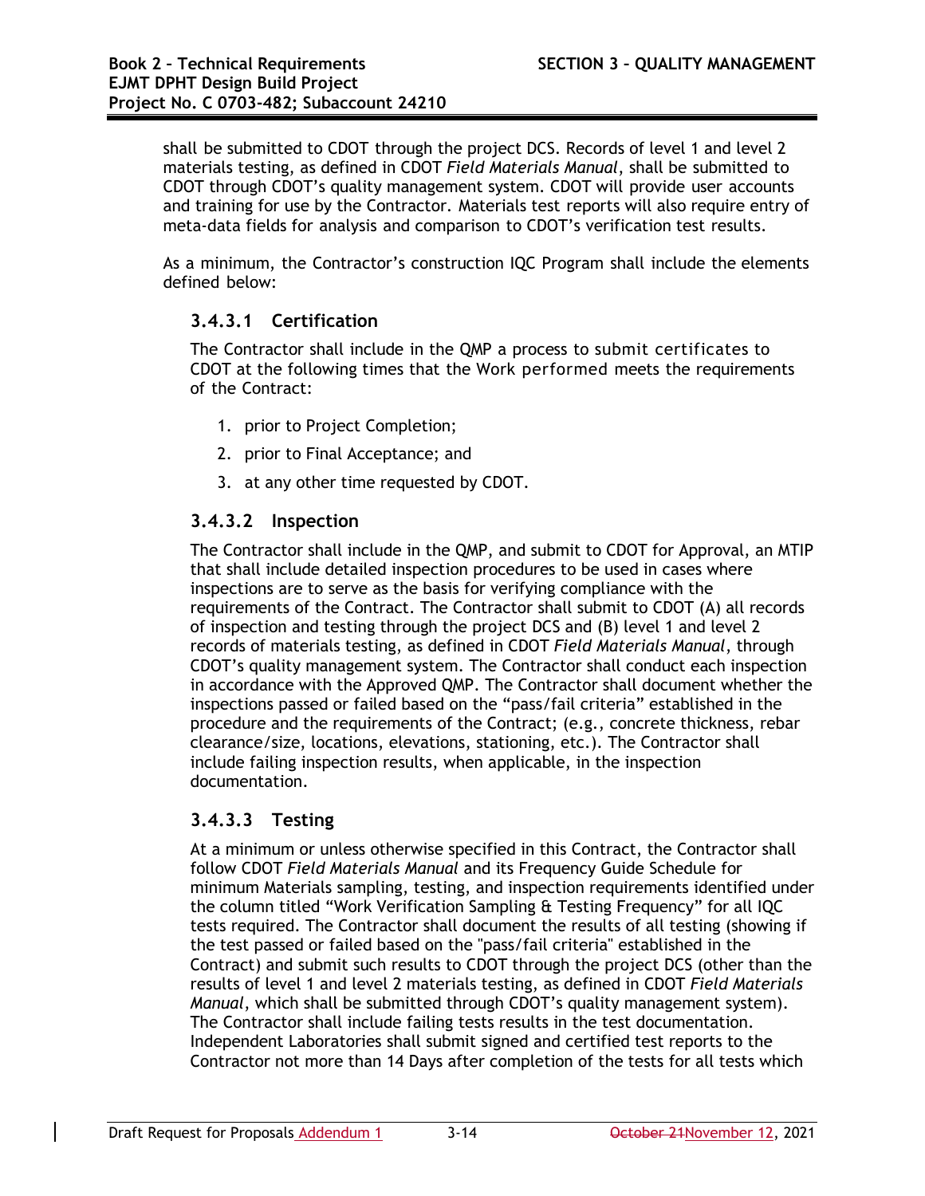shall be submitted to CDOT through the project DCS. Records of level 1 and level 2 materials testing, as defined in CDOT *Field Materials Manual*, shall be submitted to CDOT through CDOT's quality management system. CDOT will provide user accounts and training for use by the Contractor. Materials test reports will also require entry of meta-data fields for analysis and comparison to CDOT's verification test results.

As a minimum, the Contractor's construction IQC Program shall include the elements defined below:

#### 3.4.3.1 Certification

The Contractor shall include in the QMP a process to submit certificates to CDOT at the following times that the Work performed meets the requirements of the Contract:

1. prior to Project Completion;
2. prior to Final Acceptance; and
3. at any other time requested by CDOT.

#### 3.4.3.2 Inspection

The Contractor shall include in the QMP, and submit to CDOT for Approval, an MTIP that shall include detailed inspection procedures to be used in cases where inspections are to serve as the basis for verifying compliance with the requirements of the Contract. The Contractor shall submit to CDOT (A) all records of inspection and testing through the project DCS and (B) level 1 and level 2 records of materials testing, as defined in CDOT *Field Materials Manual*, through CDOT's quality management system. The Contractor shall conduct each inspection in accordance with the Approved QMP. The Contractor shall document whether the inspections passed or failed based on the "pass/fail criteria" established in the procedure and the requirements of the Contract; (e.g., concrete thickness, rebar clearance/size, locations, elevations, stationing, etc.). The Contractor shall include failing inspection results, when applicable, in the inspection documentation.

#### 3.4.3.3 Testing

At a minimum or unless otherwise specified in this Contract, the Contractor shall follow CDOT *Field Materials Manual* and its Frequency Guide Schedule for minimum Materials sampling, testing, and inspection requirements identified under the column titled "Work Verification Sampling & Testing Frequency" for all IQC tests required. The Contractor shall document the results of all testing (showing if the test passed or failed based on the "pass/fail criteria" established in the Contract) and submit such results to CDOT through the project DCS (other than the results of level 1 and level 2 materials testing, as defined in CDOT *Field Materials Manual*, which shall be submitted through CDOT's quality management system). The Contractor shall include failing tests results in the test documentation. Independent Laboratories shall submit signed and certified test reports to the Contractor not more than 14 Days after completion of the tests for all tests which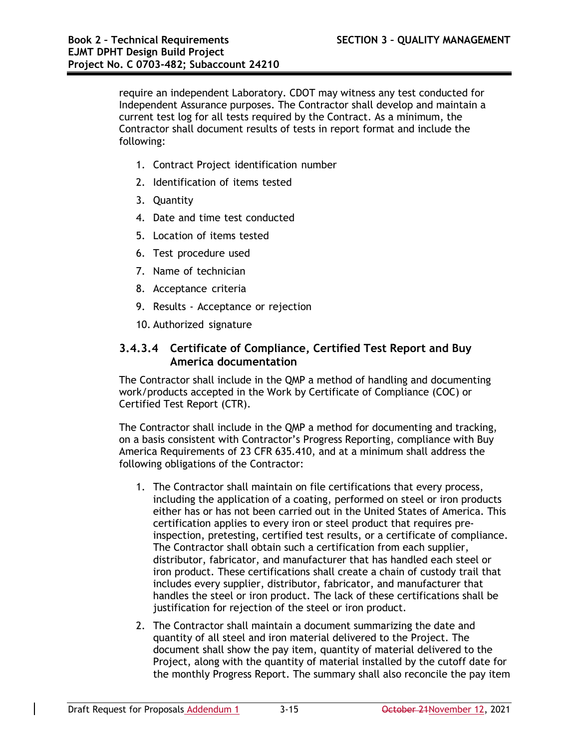require an independent Laboratory. CDOT may witness any test conducted for Independent Assurance purposes. The Contractor shall develop and maintain a current test log for all tests required by the Contract. As a minimum, the Contractor shall document results of tests in report format and include the following:

1. Contract Project identification number
2. Identification of items tested
3. Quantity
4. Date and time test conducted
5. Location of items tested
6. Test procedure used
7. Name of technician
8. Acceptance criteria
9. Results - Acceptance or rejection
10. Authorized signature

#### 3.4.3.4 Certificate of Compliance, Certified Test Report and Buy America documentation

The Contractor shall include in the QMP a method of handling and documenting work/products accepted in the Work by Certificate of Compliance (COC) or Certified Test Report (CTR).

The Contractor shall include in the QMP a method for documenting and tracking, on a basis consistent with Contractor's Progress Reporting, compliance with Buy America Requirements of 23 CFR 635.410, and at a minimum shall address the following obligations of the Contractor:

1. The Contractor shall maintain on file certifications that every process, including the application of a coating, performed on steel or iron products either has or has not been carried out in the United States of America. This certification applies to every iron or steel product that requires pre-inspection, pretesting, certified test results, or a certificate of compliance. The Contractor shall obtain such a certification from each supplier, distributor, fabricator, and manufacturer that has handled each steel or iron product. These certifications shall create a chain of custody trail that includes every supplier, distributor, fabricator, and manufacturer that handles the steel or iron product. The lack of these certifications shall be justification for rejection of the steel or iron product.
2. The Contractor shall maintain a document summarizing the date and quantity of all steel and iron material delivered to the Project. The document shall show the pay item, quantity of material delivered to the Project, along with the quantity of material installed by the cutoff date for the monthly Progress Report. The summary shall also reconcile the pay item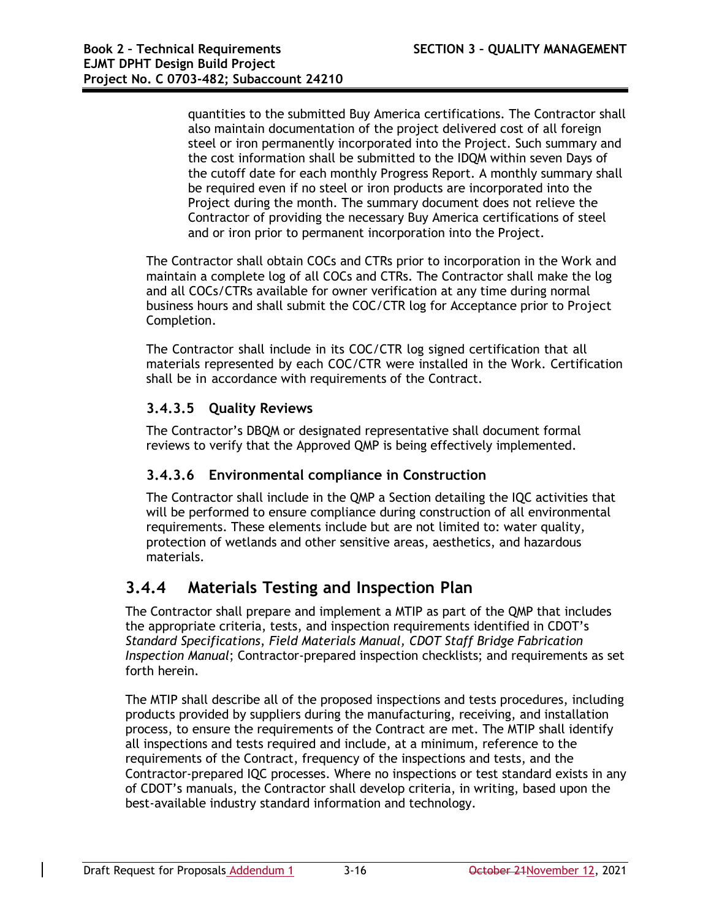quantities to the submitted Buy America certifications. The Contractor shall also maintain documentation of the project delivered cost of all foreign steel or iron permanently incorporated into the Project. Such summary and the cost information shall be submitted to the IDQM within seven Days of the cutoff date for each monthly Progress Report. A monthly summary shall be required even if no steel or iron products are incorporated into the Project during the month. The summary document does not relieve the Contractor of providing the necessary Buy America certifications of steel and or iron prior to permanent incorporation into the Project.

The Contractor shall obtain COCs and CTRs prior to incorporation in the Work and maintain a complete log of all COCs and CTRs. The Contractor shall make the log and all COCs/CTRs available for owner verification at any time during normal business hours and shall submit the COC/CTR log for Acceptance prior to Project Completion.

The Contractor shall include in its COC/CTR log signed certification that all materials represented by each COC/CTR were installed in the Work. Certification shall be in accordance with requirements of the Contract.

#### 3.4.3.5 Quality Reviews

The Contractor's DBQM or designated representative shall document formal reviews to verify that the Approved QMP is being effectively implemented.

#### 3.4.3.6 Environmental compliance in Construction

The Contractor shall include in the QMP a Section detailing the IQC activities that will be performed to ensure compliance during construction of all environmental requirements. These elements include but are not limited to: water quality, protection of wetlands and other sensitive areas, aesthetics, and hazardous materials.

### 3.4.4 Materials Testing and Inspection Plan

The Contractor shall prepare and implement a MTIP as part of the QMP that includes the appropriate criteria, tests, and inspection requirements identified in CDOT's *Standard Specifications*, *Field Materials Manual*, *CDOT Staff Bridge Fabrication Inspection Manual*; Contractor-prepared inspection checklists; and requirements as set forth herein.

The MTIP shall describe all of the proposed inspections and tests procedures, including products provided by suppliers during the manufacturing, receiving, and installation process, to ensure the requirements of the Contract are met. The MTIP shall identify all inspections and tests required and include, at a minimum, reference to the requirements of the Contract, frequency of the inspections and tests, and the Contractor-prepared IQC processes. Where no inspections or test standard exists in any of CDOT's manuals, the Contractor shall develop criteria, in writing, based upon the best-available industry standard information and technology.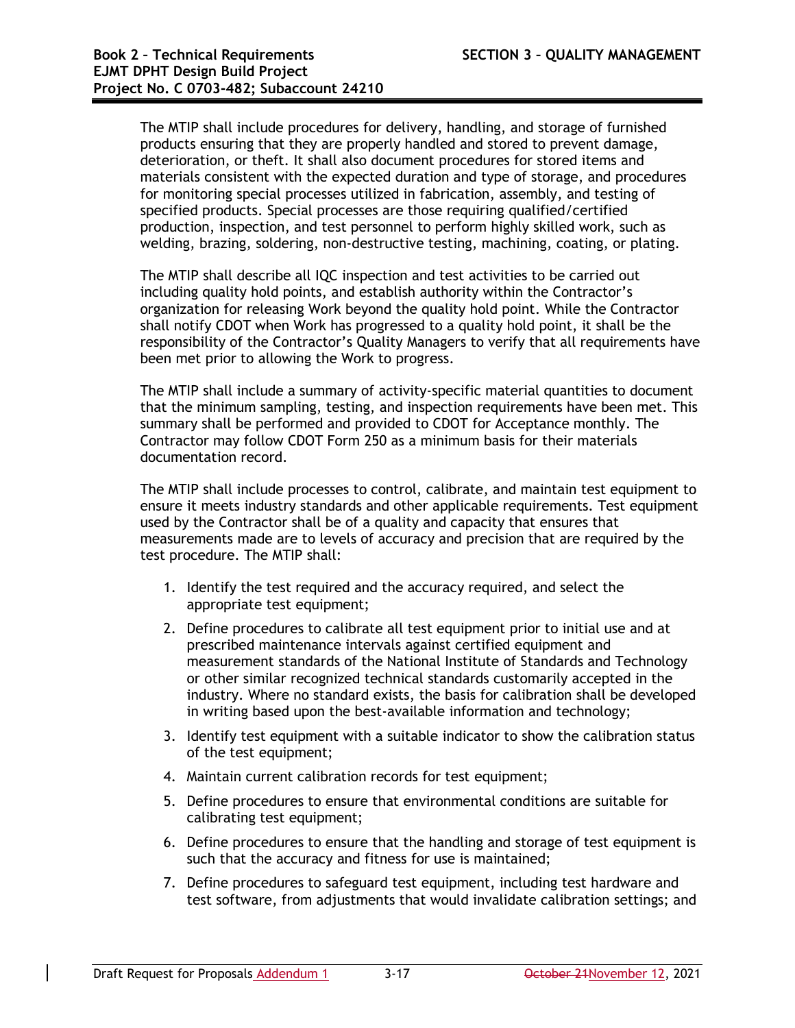The MTIP shall include procedures for delivery, handling, and storage of furnished products ensuring that they are properly handled and stored to prevent damage, deterioration, or theft. It shall also document procedures for stored items and materials consistent with the expected duration and type of storage, and procedures for monitoring special processes utilized in fabrication, assembly, and testing of specified products. Special processes are those requiring qualified/certified production, inspection, and test personnel to perform highly skilled work, such as welding, brazing, soldering, non-destructive testing, machining, coating, or plating.

The MTIP shall describe all IQC inspection and test activities to be carried out including quality hold points, and establish authority within the Contractor's organization for releasing Work beyond the quality hold point. While the Contractor shall notify CDOT when Work has progressed to a quality hold point, it shall be the responsibility of the Contractor's Quality Managers to verify that all requirements have been met prior to allowing the Work to progress.

The MTIP shall include a summary of activity-specific material quantities to document that the minimum sampling, testing, and inspection requirements have been met. This summary shall be performed and provided to CDOT for Acceptance monthly. The Contractor may follow CDOT Form 250 as a minimum basis for their materials documentation record.

The MTIP shall include processes to control, calibrate, and maintain test equipment to ensure it meets industry standards and other applicable requirements. Test equipment used by the Contractor shall be of a quality and capacity that ensures that measurements made are to levels of accuracy and precision that are required by the test procedure. The MTIP shall:

1. Identify the test required and the accuracy required, and select the appropriate test equipment;
2. Define procedures to calibrate all test equipment prior to initial use and at prescribed maintenance intervals against certified equipment and measurement standards of the National Institute of Standards and Technology or other similar recognized technical standards customarily accepted in the industry. Where no standard exists, the basis for calibration shall be developed in writing based upon the best-available information and technology;
3. Identify test equipment with a suitable indicator to show the calibration status of the test equipment;
4. Maintain current calibration records for test equipment;
5. Define procedures to ensure that environmental conditions are suitable for calibrating test equipment;
6. Define procedures to ensure that the handling and storage of test equipment is such that the accuracy and fitness for use is maintained;
7. Define procedures to safeguard test equipment, including test hardware and test software, from adjustments that would invalidate calibration settings; and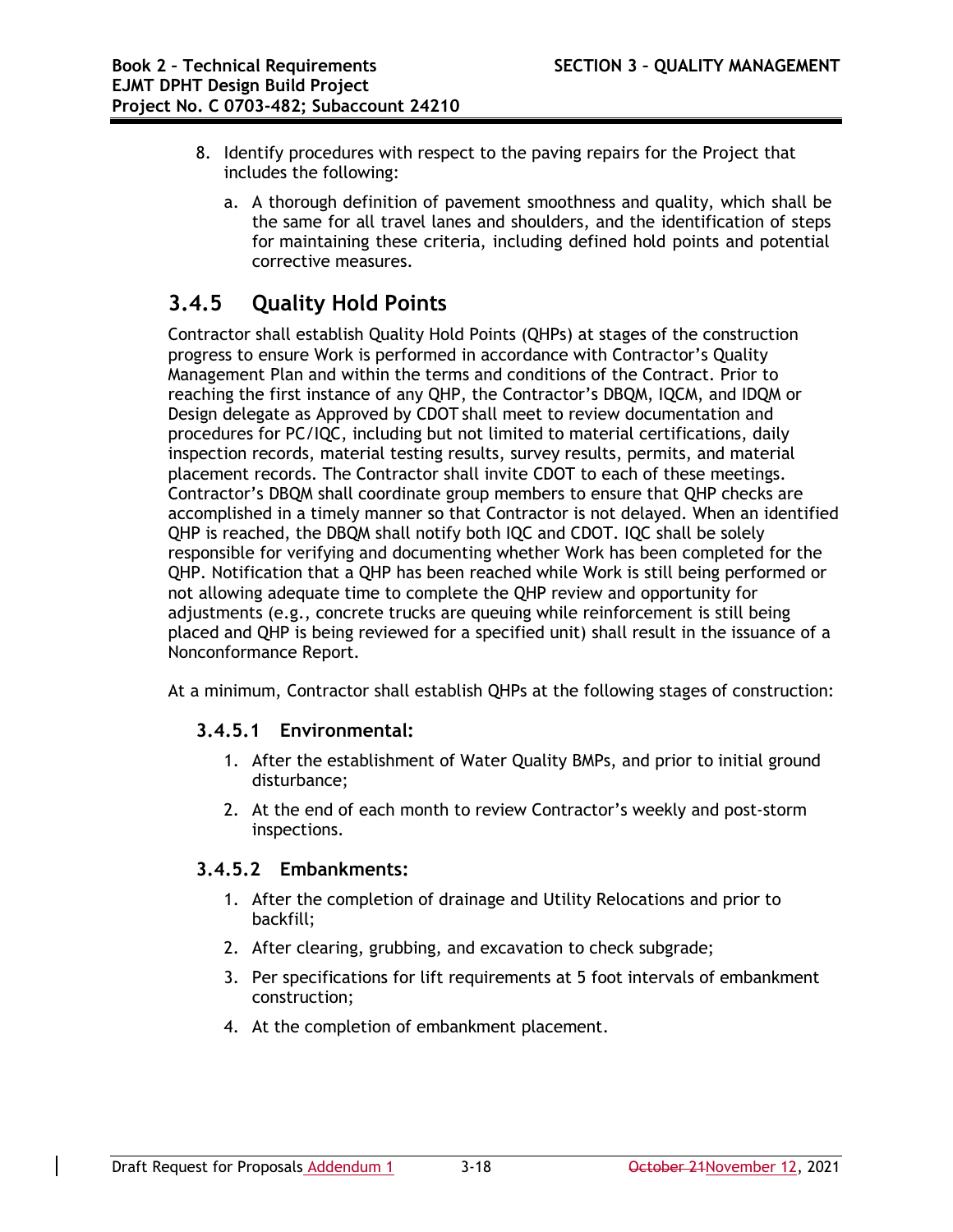8. Identify procedures with respect to the paving repairs for the Project that includes the following:

    a. A thorough definition of pavement smoothness and quality, which shall be the same for all travel lanes and shoulders, and the identification of steps for maintaining these criteria, including defined hold points and potential corrective measures.

## 3.4.5 Quality Hold Points

Contractor shall establish Quality Hold Points (QHPs) at stages of the construction progress to ensure Work is performed in accordance with Contractor's Quality Management Plan and within the terms and conditions of the Contract. Prior to reaching the first instance of any QHP, the Contractor's DBQM, IQCM, and IDQM or Design delegate as Approved by CDOT shall meet to review documentation and procedures for PC/IQC, including but not limited to material certifications, daily inspection records, material testing results, survey results, permits, and material placement records. The Contractor shall invite CDOT to each of these meetings. Contractor's DBQM shall coordinate group members to ensure that QHP checks are accomplished in a timely manner so that Contractor is not delayed. When an identified QHP is reached, the DBQM shall notify both IQC and CDOT. IQC shall be solely responsible for verifying and documenting whether Work has been completed for the QHP. Notification that a QHP has been reached while Work is still being performed or not allowing adequate time to complete the QHP review and opportunity for adjustments (e.g., concrete trucks are queuing while reinforcement is still being placed and QHP is being reviewed for a specified unit) shall result in the issuance of a Nonconformance Report.

At a minimum, Contractor shall establish QHPs at the following stages of construction:

### 3.4.5.1 Environmental:

1. After the establishment of Water Quality BMPs, and prior to initial ground disturbance;
2. At the end of each month to review Contractor's weekly and post-storm inspections.

### 3.4.5.2 Embankments:

1. After the completion of drainage and Utility Relocations and prior to backfill;
2. After clearing, grubbing, and excavation to check subgrade;
3. Per specifications for lift requirements at 5 foot intervals of embankment construction;
4. At the completion of embankment placement.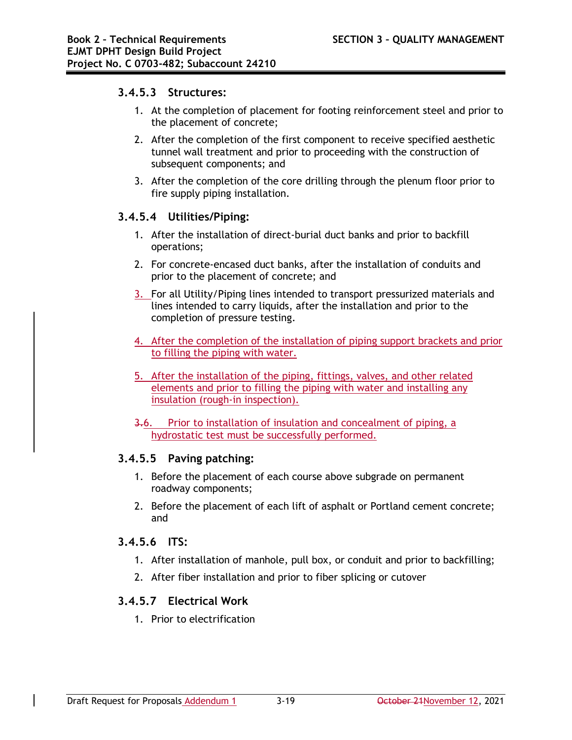### 3.4.5.3 Structures:

1. At the completion of placement for footing reinforcement steel and prior to the placement of concrete;
2. After the completion of the first component to receive specified aesthetic tunnel wall treatment and prior to proceeding with the construction of subsequent components; and
3. After the completion of the core drilling through the plenum floor prior to fire supply piping installation.

### 3.4.5.4 Utilities/Piping:

1. After the installation of direct-burial duct banks and prior to backfill operations;
2. For concrete-encased duct banks, after the installation of conduits and prior to the placement of concrete; and
3. For all Utility/Piping lines intended to transport pressurized materials and lines intended to carry liquids, after the installation and prior to the completion of pressure testing.
4. After the completion of the installation of piping support brackets and prior to filling the piping with water.
5. After the installation of the piping, fittings, valves, and other related elements and prior to filling the piping with water and installing any insulation (rough-in inspection).
6. Prior to installation of insulation and concealment of piping, a hydrostatic test must be successfully performed.

### 3.4.5.5 Paving patching:

1. Before the placement of each course above subgrade on permanent roadway components;
2. Before the placement of each lift of asphalt or Portland cement concrete; and

### 3.4.5.6 ITS:

1. After installation of manhole, pull box, or conduit and prior to backfilling;
2. After fiber installation and prior to fiber splicing or cutover

### 3.4.5.7 Electrical Work

1. Prior to electrification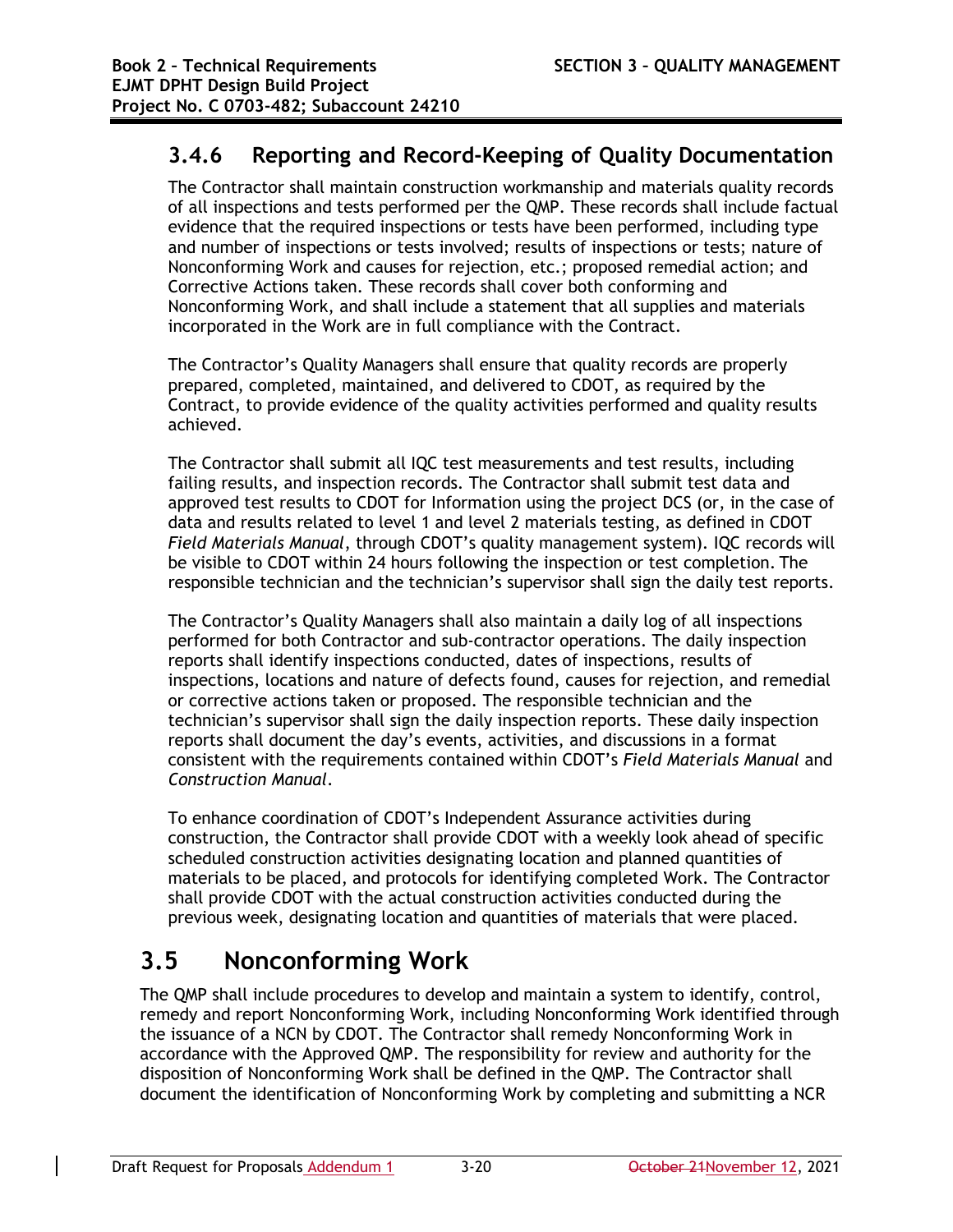### 3.4.6 Reporting and Record-Keeping of Quality Documentation

The Contractor shall maintain construction workmanship and materials quality records of all inspections and tests performed per the QMP. These records shall include factual evidence that the required inspections or tests have been performed, including type and number of inspections or tests involved; results of inspections or tests; nature of Nonconforming Work and causes for rejection, etc.; proposed remedial action; and Corrective Actions taken. These records shall cover both conforming and Nonconforming Work, and shall include a statement that all supplies and materials incorporated in the Work are in full compliance with the Contract.

The Contractor's Quality Managers shall ensure that quality records are properly prepared, completed, maintained, and delivered to CDOT, as required by the Contract, to provide evidence of the quality activities performed and quality results achieved.

The Contractor shall submit all IQC test measurements and test results, including failing results, and inspection records. The Contractor shall submit test data and approved test results to CDOT for Information using the project DCS (or, in the case of data and results related to level 1 and level 2 materials testing, as defined in CDOT *Field Materials Manual*, through CDOT's quality management system). IQC records will be visible to CDOT within 24 hours following the inspection or test completion. The responsible technician and the technician's supervisor shall sign the daily test reports.

The Contractor's Quality Managers shall also maintain a daily log of all inspections performed for both Contractor and sub-contractor operations. The daily inspection reports shall identify inspections conducted, dates of inspections, results of inspections, locations and nature of defects found, causes for rejection, and remedial or corrective actions taken or proposed. The responsible technician and the technician's supervisor shall sign the daily inspection reports. These daily inspection reports shall document the day's events, activities, and discussions in a format consistent with the requirements contained within CDOT's *Field Materials Manual* and *Construction Manual*.

To enhance coordination of CDOT's Independent Assurance activities during construction, the Contractor shall provide CDOT with a weekly look ahead of specific scheduled construction activities designating location and planned quantities of materials to be placed, and protocols for identifying completed Work. The Contractor shall provide CDOT with the actual construction activities conducted during the previous week, designating location and quantities of materials that were placed.

## 3.5 Nonconforming Work

The QMP shall include procedures to develop and maintain a system to identify, control, remedy and report Nonconforming Work, including Nonconforming Work identified through the issuance of a NCN by CDOT. The Contractor shall remedy Nonconforming Work in accordance with the Approved QMP. The responsibility for review and authority for the disposition of Nonconforming Work shall be defined in the QMP. The Contractor shall document the identification of Nonconforming Work by completing and submitting a NCR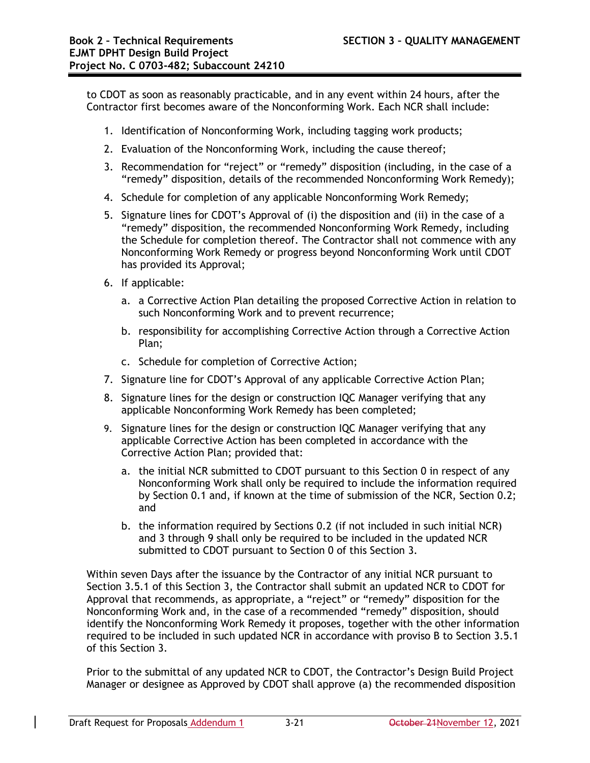to CDOT as soon as reasonably practicable, and in any event within 24 hours, after the Contractor first becomes aware of the Nonconforming Work. Each NCR shall include:

1. Identification of Nonconforming Work, including tagging work products;
2. Evaluation of the Nonconforming Work, including the cause thereof;
3. Recommendation for "reject" or "remedy" disposition (including, in the case of a "remedy" disposition, details of the recommended Nonconforming Work Remedy);
4. Schedule for completion of any applicable Nonconforming Work Remedy;
5. Signature lines for CDOT's Approval of (i) the disposition and (ii) in the case of a "remedy" disposition, the recommended Nonconforming Work Remedy, including the Schedule for completion thereof. The Contractor shall not commence with any Nonconforming Work Remedy or progress beyond Nonconforming Work until CDOT has provided its Approval;
6. If applicable:
   a. a Corrective Action Plan detailing the proposed Corrective Action in relation to such Nonconforming Work and to prevent recurrence;
   b. responsibility for accomplishing Corrective Action through a Corrective Action Plan;
   c. Schedule for completion of Corrective Action;
7. Signature line for CDOT's Approval of any applicable Corrective Action Plan;
8. Signature lines for the design or construction IQC Manager verifying that any applicable Nonconforming Work Remedy has been completed;
9. Signature lines for the design or construction IQC Manager verifying that any applicable Corrective Action has been completed in accordance with the Corrective Action Plan; provided that:
   a. the initial NCR submitted to CDOT pursuant to this Section 0 in respect of any Nonconforming Work shall only be required to include the information required by Section 0.1 and, if known at the time of submission of the NCR, Section 0.2; and
   b. the information required by Sections 0.2 (if not included in such initial NCR) and 3 through 9 shall only be required to be included in the updated NCR submitted to CDOT pursuant to Section 0 of this Section 3.

Within seven Days after the issuance by the Contractor of any initial NCR pursuant to Section 3.5.1 of this Section 3, the Contractor shall submit an updated NCR to CDOT for Approval that recommends, as appropriate, a "reject" or "remedy" disposition for the Nonconforming Work and, in the case of a recommended "remedy" disposition, should identify the Nonconforming Work Remedy it proposes, together with the other information required to be included in such updated NCR in accordance with proviso B to Section 3.5.1 of this Section 3.

Prior to the submittal of any updated NCR to CDOT, the Contractor's Design Build Project Manager or designee as Approved by CDOT shall approve (a) the recommended disposition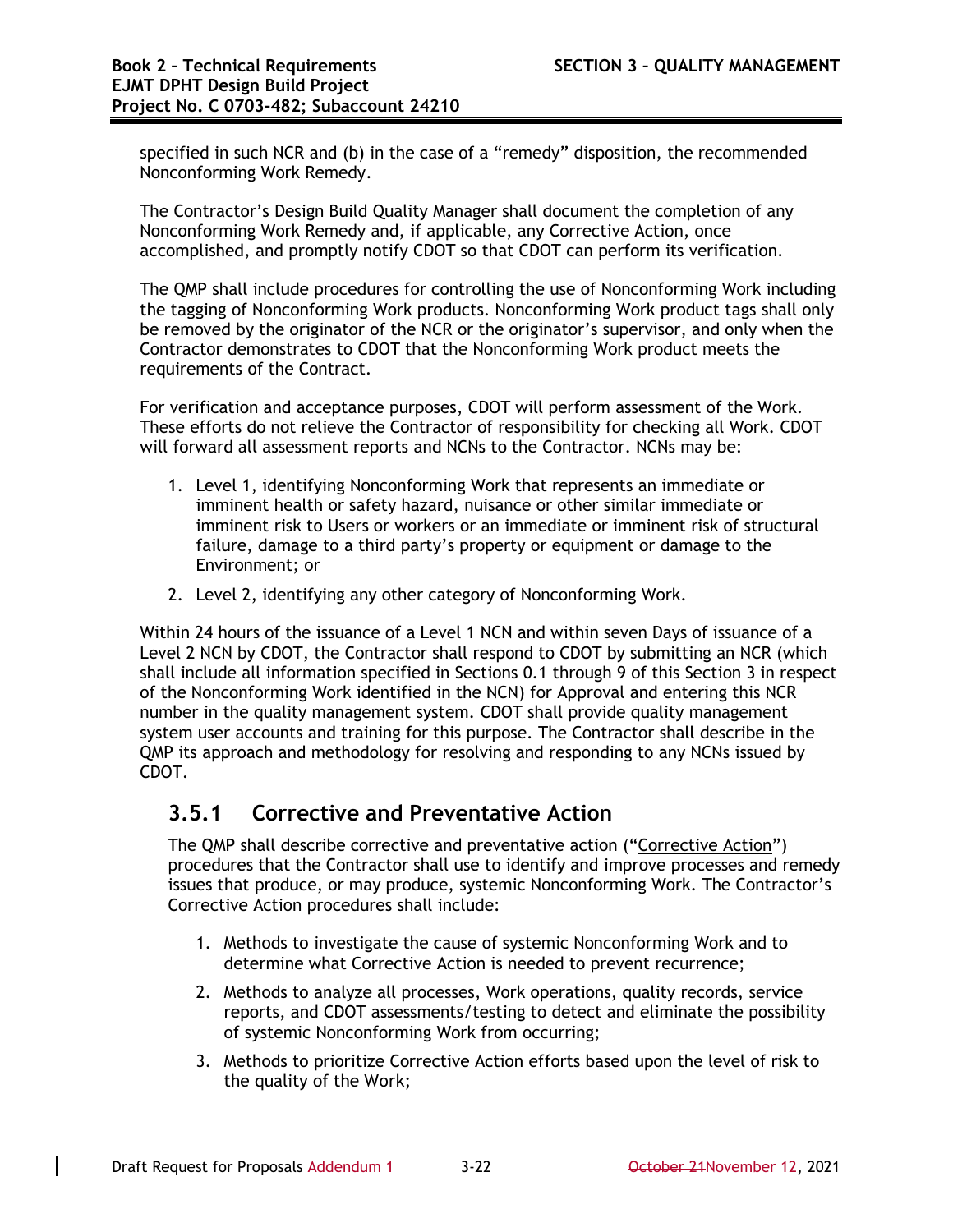specified in such NCR and (b) in the case of a "remedy" disposition, the recommended Nonconforming Work Remedy.

The Contractor's Design Build Quality Manager shall document the completion of any Nonconforming Work Remedy and, if applicable, any Corrective Action, once accomplished, and promptly notify CDOT so that CDOT can perform its verification.

The QMP shall include procedures for controlling the use of Nonconforming Work including the tagging of Nonconforming Work products. Nonconforming Work product tags shall only be removed by the originator of the NCR or the originator's supervisor, and only when the Contractor demonstrates to CDOT that the Nonconforming Work product meets the requirements of the Contract.

For verification and acceptance purposes, CDOT will perform assessment of the Work. These efforts do not relieve the Contractor of responsibility for checking all Work. CDOT will forward all assessment reports and NCNs to the Contractor. NCNs may be:

1. Level 1, identifying Nonconforming Work that represents an immediate or imminent health or safety hazard, nuisance or other similar immediate or imminent risk to Users or workers or an immediate or imminent risk of structural failure, damage to a third party's property or equipment or damage to the Environment; or
2. Level 2, identifying any other category of Nonconforming Work.

Within 24 hours of the issuance of a Level 1 NCN and within seven Days of issuance of a Level 2 NCN by CDOT, the Contractor shall respond to CDOT by submitting an NCR (which shall include all information specified in Sections 0.1 through 9 of this Section 3 in respect of the Nonconforming Work identified in the NCN) for Approval and entering this NCR number in the quality management system. CDOT shall provide quality management system user accounts and training for this purpose. The Contractor shall describe in the QMP its approach and methodology for resolving and responding to any NCNs issued by CDOT.

### 3.5.1 Corrective and Preventative Action

The QMP shall describe corrective and preventative action ("Corrective Action") procedures that the Contractor shall use to identify and improve processes and remedy issues that produce, or may produce, systemic Nonconforming Work. The Contractor's Corrective Action procedures shall include:

1. Methods to investigate the cause of systemic Nonconforming Work and to determine what Corrective Action is needed to prevent recurrence;
2. Methods to analyze all processes, Work operations, quality records, service reports, and CDOT assessments/testing to detect and eliminate the possibility of systemic Nonconforming Work from occurring;
3. Methods to prioritize Corrective Action efforts based upon the level of risk to the quality of the Work;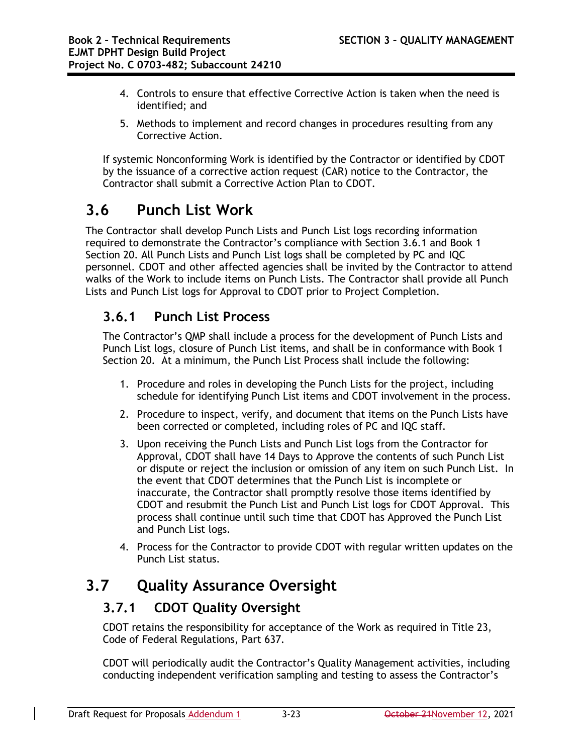4. Controls to ensure that effective Corrective Action is taken when the need is identified; and
5. Methods to implement and record changes in procedures resulting from any Corrective Action.

If systemic Nonconforming Work is identified by the Contractor or identified by CDOT by the issuance of a corrective action request (CAR) notice to the Contractor, the Contractor shall submit a Corrective Action Plan to CDOT.

# 3.6 Punch List Work

The Contractor shall develop Punch Lists and Punch List logs recording information required to demonstrate the Contractor's compliance with Section 3.6.1 and Book 1 Section 20. All Punch Lists and Punch List logs shall be completed by PC and IQC personnel. CDOT and other affected agencies shall be invited by the Contractor to attend walks of the Work to include items on Punch Lists. The Contractor shall provide all Punch Lists and Punch List logs for Approval to CDOT prior to Project Completion.

## 3.6.1 Punch List Process

The Contractor's QMP shall include a process for the development of Punch Lists and Punch List logs, closure of Punch List items, and shall be in conformance with Book 1 Section 20. At a minimum, the Punch List Process shall include the following:

1. Procedure and roles in developing the Punch Lists for the project, including schedule for identifying Punch List items and CDOT involvement in the process.
2. Procedure to inspect, verify, and document that items on the Punch Lists have been corrected or completed, including roles of PC and IQC staff.
3. Upon receiving the Punch Lists and Punch List logs from the Contractor for Approval, CDOT shall have 14 Days to Approve the contents of such Punch List or dispute or reject the inclusion or omission of any item on such Punch List. In the event that CDOT determines that the Punch List is incomplete or inaccurate, the Contractor shall promptly resolve those items identified by CDOT and resubmit the Punch List and Punch List logs for CDOT Approval. This process shall continue until such time that CDOT has Approved the Punch List and Punch List logs.
4. Process for the Contractor to provide CDOT with regular written updates on the Punch List status.

# 3.7 Quality Assurance Oversight

## 3.7.1 CDOT Quality Oversight

CDOT retains the responsibility for acceptance of the Work as required in Title 23, Code of Federal Regulations, Part 637.

CDOT will periodically audit the Contractor's Quality Management activities, including conducting independent verification sampling and testing to assess the Contractor's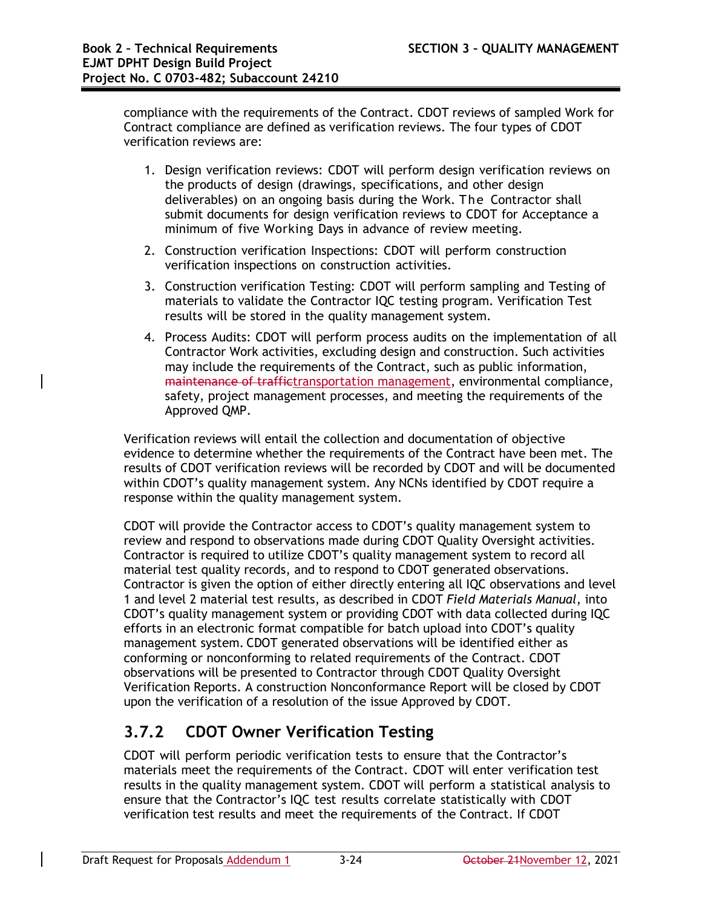compliance with the requirements of the Contract. CDOT reviews of sampled Work for Contract compliance are defined as verification reviews. The four types of CDOT verification reviews are:

1. Design verification reviews: CDOT will perform design verification reviews on the products of design (drawings, specifications, and other design deliverables) on an ongoing basis during the Work. The Contractor shall submit documents for design verification reviews to CDOT for Acceptance a minimum of five Working Days in advance of review meeting.
2. Construction verification Inspections: CDOT will perform construction verification inspections on construction activities.
3. Construction verification Testing: CDOT will perform sampling and Testing of materials to validate the Contractor IQC testing program. Verification Test results will be stored in the quality management system.
4. Process Audits: CDOT will perform process audits on the implementation of all Contractor Work activities, excluding design and construction. Such activities may include the requirements of the Contract, such as public information, ~~maintenance of traffic~~transportation management, environmental compliance, safety, project management processes, and meeting the requirements of the Approved QMP.

Verification reviews will entail the collection and documentation of objective evidence to determine whether the requirements of the Contract have been met. The results of CDOT verification reviews will be recorded by CDOT and will be documented within CDOT's quality management system. Any NCNs identified by CDOT require a response within the quality management system.

CDOT will provide the Contractor access to CDOT's quality management system to review and respond to observations made during CDOT Quality Oversight activities. Contractor is required to utilize CDOT's quality management system to record all material test quality records, and to respond to CDOT generated observations. Contractor is given the option of either directly entering all IQC observations and level 1 and level 2 material test results, as described in CDOT *Field Materials Manual*, into CDOT's quality management system or providing CDOT with data collected during IQC efforts in an electronic format compatible for batch upload into CDOT's quality management system. CDOT generated observations will be identified either as conforming or nonconforming to related requirements of the Contract. CDOT observations will be presented to Contractor through CDOT Quality Oversight Verification Reports. A construction Nonconformance Report will be closed by CDOT upon the verification of a resolution of the issue Approved by CDOT.

### 3.7.2 CDOT Owner Verification Testing

CDOT will perform periodic verification tests to ensure that the Contractor's materials meet the requirements of the Contract. CDOT will enter verification test results in the quality management system. CDOT will perform a statistical analysis to ensure that the Contractor's IQC test results correlate statistically with CDOT verification test results and meet the requirements of the Contract. If CDOT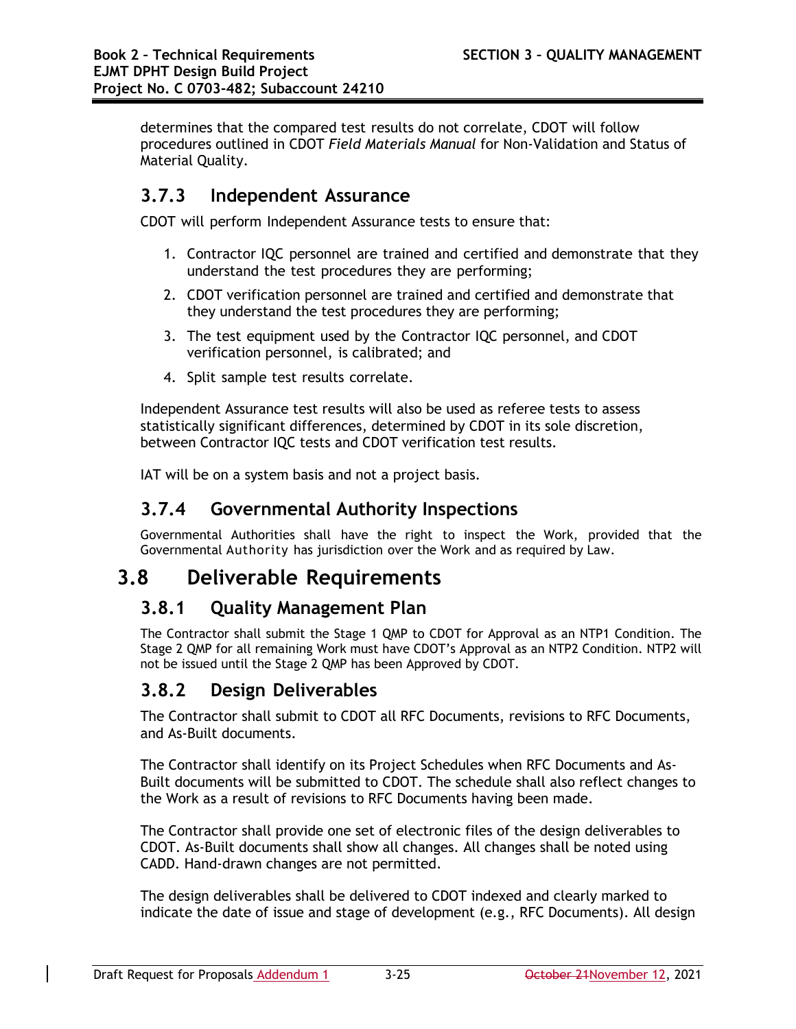determines that the compared test results do not correlate, CDOT will follow procedures outlined in CDOT *Field Materials Manual* for Non-Validation and Status of Material Quality.

### 3.7.3 Independent Assurance

CDOT will perform Independent Assurance tests to ensure that:

1. Contractor IQC personnel are trained and certified and demonstrate that they understand the test procedures they are performing;
2. CDOT verification personnel are trained and certified and demonstrate that they understand the test procedures they are performing;
3. The test equipment used by the Contractor IQC personnel, and CDOT verification personnel, is calibrated; and
4. Split sample test results correlate.

Independent Assurance test results will also be used as referee tests to assess statistically significant differences, determined by CDOT in its sole discretion, between Contractor IQC tests and CDOT verification test results.

IAT will be on a system basis and not a project basis.

### 3.7.4 Governmental Authority Inspections

Governmental Authorities shall have the right to inspect the Work, provided that the Governmental Authority has jurisdiction over the Work and as required by Law.

## 3.8 Deliverable Requirements

### 3.8.1 Quality Management Plan

The Contractor shall submit the Stage 1 QMP to CDOT for Approval as an NTP1 Condition. The Stage 2 QMP for all remaining Work must have CDOT's Approval as an NTP2 Condition. NTP2 will not be issued until the Stage 2 QMP has been Approved by CDOT.

### 3.8.2 Design Deliverables

The Contractor shall submit to CDOT all RFC Documents, revisions to RFC Documents, and As-Built documents.

The Contractor shall identify on its Project Schedules when RFC Documents and As-Built documents will be submitted to CDOT. The schedule shall also reflect changes to the Work as a result of revisions to RFC Documents having been made.

The Contractor shall provide one set of electronic files of the design deliverables to CDOT. As-Built documents shall show all changes. All changes shall be noted using CADD. Hand-drawn changes are not permitted.

The design deliverables shall be delivered to CDOT indexed and clearly marked to indicate the date of issue and stage of development (e.g., RFC Documents). All design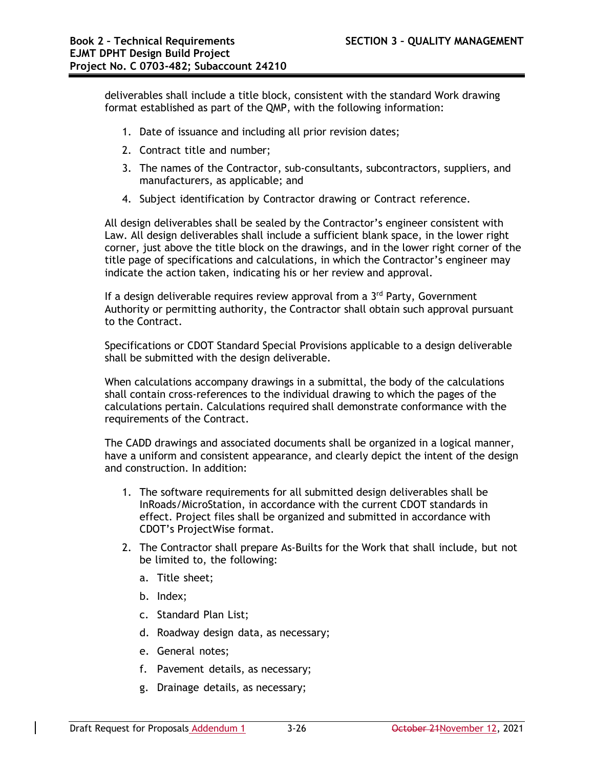deliverables shall include a title block, consistent with the standard Work drawing format established as part of the QMP, with the following information:

1. Date of issuance and including all prior revision dates;
2. Contract title and number;
3. The names of the Contractor, sub-consultants, subcontractors, suppliers, and manufacturers, as applicable; and
4. Subject identification by Contractor drawing or Contract reference.

All design deliverables shall be sealed by the Contractor's engineer consistent with Law. All design deliverables shall include a sufficient blank space, in the lower right corner, just above the title block on the drawings, and in the lower right corner of the title page of specifications and calculations, in which the Contractor's engineer may indicate the action taken, indicating his or her review and approval.

If a design deliverable requires review approval from a 3rd Party, Government Authority or permitting authority, the Contractor shall obtain such approval pursuant to the Contract.

Specifications or CDOT Standard Special Provisions applicable to a design deliverable shall be submitted with the design deliverable.

When calculations accompany drawings in a submittal, the body of the calculations shall contain cross-references to the individual drawing to which the pages of the calculations pertain. Calculations required shall demonstrate conformance with the requirements of the Contract.

The CADD drawings and associated documents shall be organized in a logical manner, have a uniform and consistent appearance, and clearly depict the intent of the design and construction. In addition:

1. The software requirements for all submitted design deliverables shall be InRoads/MicroStation, in accordance with the current CDOT standards in effect. Project files shall be organized and submitted in accordance with CDOT's ProjectWise format.
2. The Contractor shall prepare As-Builts for the Work that shall include, but not be limited to, the following:
   a. Title sheet;
   b. Index;
   c. Standard Plan List;
   d. Roadway design data, as necessary;
   e. General notes;
   f. Pavement details, as necessary;
   g. Drainage details, as necessary;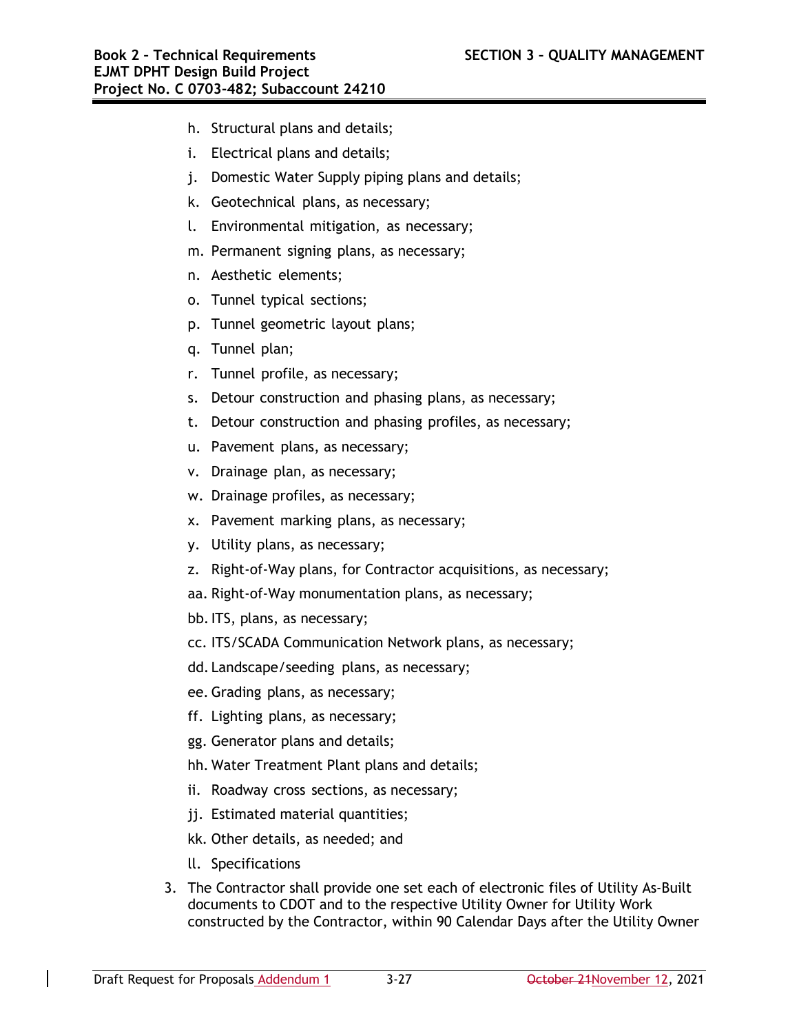h. Structural plans and details;

i. Electrical plans and details;

j. Domestic Water Supply piping plans and details;

k. Geotechnical plans, as necessary;

l. Environmental mitigation, as necessary;

m. Permanent signing plans, as necessary;

n. Aesthetic elements;

o. Tunnel typical sections;

p. Tunnel geometric layout plans;

q. Tunnel plan;

r. Tunnel profile, as necessary;

s. Detour construction and phasing plans, as necessary;

t. Detour construction and phasing profiles, as necessary;

u. Pavement plans, as necessary;

v. Drainage plan, as necessary;

w. Drainage profiles, as necessary;

x. Pavement marking plans, as necessary;

y. Utility plans, as necessary;

z. Right-of-Way plans, for Contractor acquisitions, as necessary;

aa. Right-of-Way monumentation plans, as necessary;

bb. ITS, plans, as necessary;

cc. ITS/SCADA Communication Network plans, as necessary;

dd. Landscape/seeding plans, as necessary;

ee. Grading plans, as necessary;

ff. Lighting plans, as necessary;

gg. Generator plans and details;

hh. Water Treatment Plant plans and details;

ii. Roadway cross sections, as necessary;

jj. Estimated material quantities;

kk. Other details, as needed; and

ll. Specifications

3. The Contractor shall provide one set each of electronic files of Utility As-Built documents to CDOT and to the respective Utility Owner for Utility Work constructed by the Contractor, within 90 Calendar Days after the Utility Owner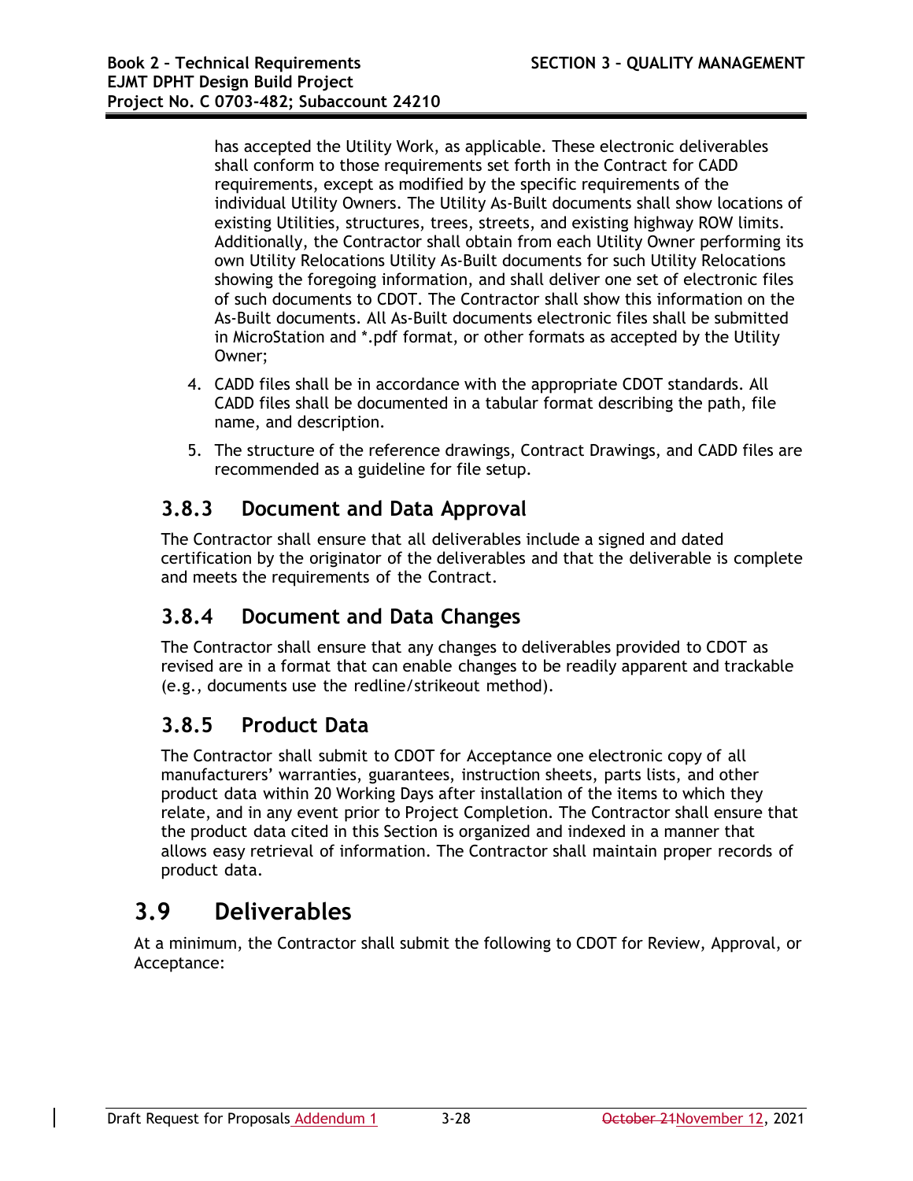has accepted the Utility Work, as applicable. These electronic deliverables shall conform to those requirements set forth in the Contract for CADD requirements, except as modified by the specific requirements of the individual Utility Owners. The Utility As-Built documents shall show locations of existing Utilities, structures, trees, streets, and existing highway ROW limits. Additionally, the Contractor shall obtain from each Utility Owner performing its own Utility Relocations Utility As-Built documents for such Utility Relocations showing the foregoing information, and shall deliver one set of electronic files of such documents to CDOT. The Contractor shall show this information on the As-Built documents. All As-Built documents electronic files shall be submitted in MicroStation and *.pdf format, or other formats as accepted by the Utility Owner;

4. CADD files shall be in accordance with the appropriate CDOT standards. All CADD files shall be documented in a tabular format describing the path, file name, and description.
5. The structure of the reference drawings, Contract Drawings, and CADD files are recommended as a guideline for file setup.

### 3.8.3 Document and Data Approval

The Contractor shall ensure that all deliverables include a signed and dated certification by the originator of the deliverables and that the deliverable is complete and meets the requirements of the Contract.

### 3.8.4 Document and Data Changes

The Contractor shall ensure that any changes to deliverables provided to CDOT as revised are in a format that can enable changes to be readily apparent and trackable (e.g., documents use the redline/strikeout method).

### 3.8.5 Product Data

The Contractor shall submit to CDOT for Acceptance one electronic copy of all manufacturers' warranties, guarantees, instruction sheets, parts lists, and other product data within 20 Working Days after installation of the items to which they relate, and in any event prior to Project Completion. The Contractor shall ensure that the product data cited in this Section is organized and indexed in a manner that allows easy retrieval of information. The Contractor shall maintain proper records of product data.

## 3.9 Deliverables

At a minimum, the Contractor shall submit the following to CDOT for Review, Approval, or Acceptance: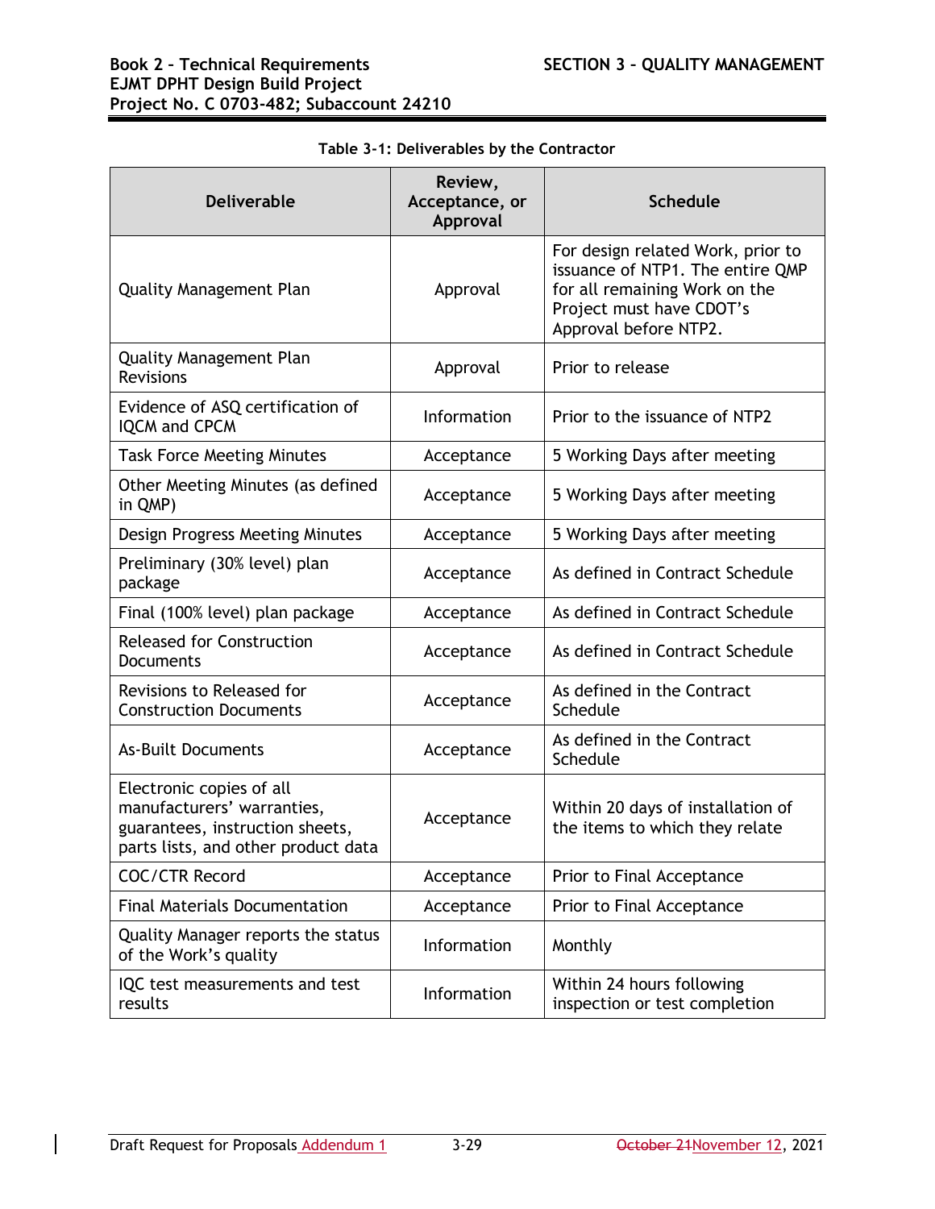Table 3-1: Deliverables by the Contractor

| Deliverable | Review, Acceptance, or Approval | Schedule |
|---|---|---|
| Quality Management Plan | Approval | For design related Work, prior to issuance of NTP1. The entire QMP for all remaining Work on the Project must have CDOT's Approval before NTP2. |
| Quality Management Plan Revisions | Approval | Prior to release |
| Evidence of ASQ certification of IQCM and CPCM | Information | Prior to the issuance of NTP2 |
| Task Force Meeting Minutes | Acceptance | 5 Working Days after meeting |
| Other Meeting Minutes (as defined in QMP) | Acceptance | 5 Working Days after meeting |
| Design Progress Meeting Minutes | Acceptance | 5 Working Days after meeting |
| Preliminary (30% level) plan package | Acceptance | As defined in Contract Schedule |
| Final (100% level) plan package | Acceptance | As defined in Contract Schedule |
| Released for Construction Documents | Acceptance | As defined in Contract Schedule |
| Revisions to Released for Construction Documents | Acceptance | As defined in the Contract Schedule |
| As-Built Documents | Acceptance | As defined in the Contract Schedule |
| Electronic copies of all manufacturers' warranties, guarantees, instruction sheets, parts lists, and other product data | Acceptance | Within 20 days of installation of the items to which they relate |
| COC/CTR Record | Acceptance | Prior to Final Acceptance |
| Final Materials Documentation | Acceptance | Prior to Final Acceptance |
| Quality Manager reports the status of the Work's quality | Information | Monthly |
| IQC test measurements and test results | Information | Within 24 hours following inspection or test completion |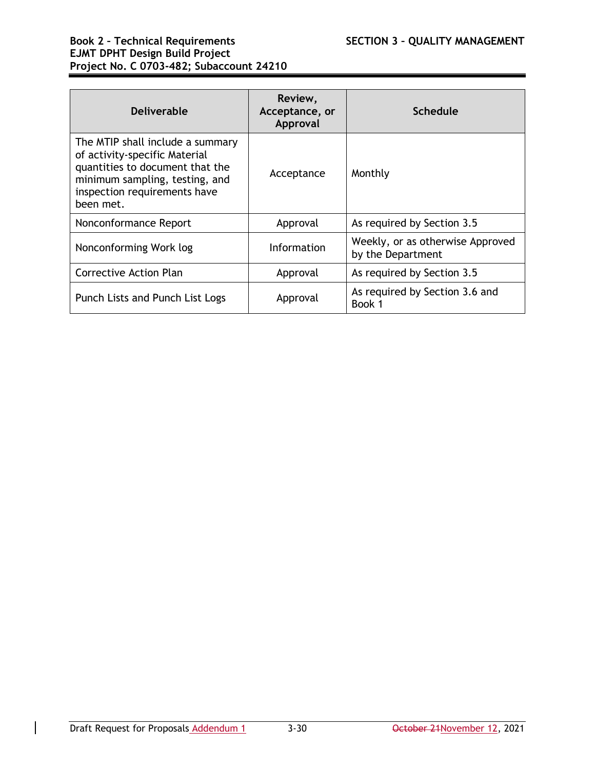| Deliverable | Review, Acceptance, or Approval | Schedule |
|---|---|---|
| The MTIP shall include a summary of activity-specific Material quantities to document that the minimum sampling, testing, and inspection requirements have been met. | Acceptance | Monthly |
| Nonconformance Report | Approval | As required by Section 3.5 |
| Nonconforming Work log | Information | Weekly, or as otherwise Approved by the Department |
| Corrective Action Plan | Approval | As required by Section 3.5 |
| Punch Lists and Punch List Logs | Approval | As required by Section 3.6 and Book 1 |